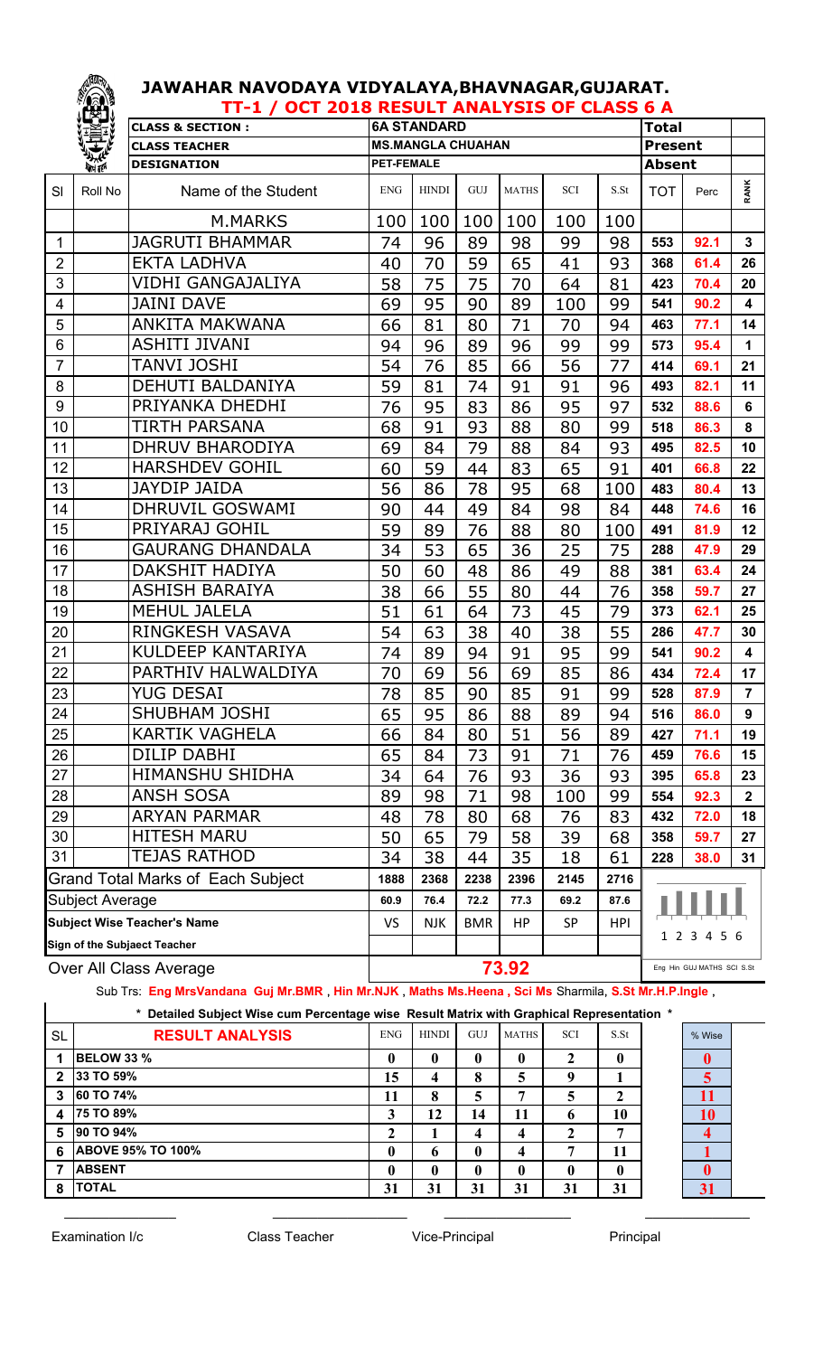# JAWAHAR NAVODAYA VIDYALAYA,BHAVNAGAR,GUJARAT.

## TT-1 / OCT 2018 RESULT ANALYSIS OF CLASS 6 A

| | | | | | | | | | | | | |
|---|---|---|---|---|---|---|---|---|---|---|---|---|
| | | **CLASS & SECTION :** | **6A STANDARD** | | | | | | **Total** | | | |
| | | **CLASS TEACHER** | **MS.MANGLA CHUAHAN** | | | | | | **Present** | | | |
| | | **DESIGNATION** | **PET-FEMALE** | | | | | | **Absent** | | | |
| Sl | Roll No | Name of the Student | ENG | HINDI | GUJ | MATHS | SCI | S.St | TOT | Perc | RANK |
| | | M.MARKS | 100 | 100 | 100 | 100 | 100 | 100 | | | |
| 1 | | JAGRUTI BHAMMAR | 74 | 96 | 89 | 98 | 99 | 98 | 553 | 92.1 | 3 |
| 2 | | EKTA LADHVA | 40 | 70 | 59 | 65 | 41 | 93 | 368 | 61.4 | 26 |
| 3 | | VIDHI GANGAJALIYA | 58 | 75 | 75 | 70 | 64 | 81 | 423 | 70.4 | 20 |
| 4 | | JAINI DAVE | 69 | 95 | 90 | 89 | 100 | 99 | 541 | 90.2 | 4 |
| 5 | | ANKITA MAKWANA | 66 | 81 | 80 | 71 | 70 | 94 | 463 | 77.1 | 14 |
| 6 | | ASHITI JIVANI | 94 | 96 | 89 | 96 | 99 | 99 | 573 | 95.4 | 1 |
| 7 | | TANVI JOSHI | 54 | 76 | 85 | 66 | 56 | 77 | 414 | 69.1 | 21 |
| 8 | | DEHUTI BALDANIYA | 59 | 81 | 74 | 91 | 91 | 96 | 493 | 82.1 | 11 |
| 9 | | PRIYANKA DHEDHI | 76 | 95 | 83 | 86 | 95 | 97 | 532 | 88.6 | 6 |
| 10 | | TIRTH PARSANA | 68 | 91 | 93 | 88 | 80 | 99 | 518 | 86.3 | 8 |
| 11 | | DHRUV BHARODIYA | 69 | 84 | 79 | 88 | 84 | 93 | 495 | 82.5 | 10 |
| 12 | | HARSHDEV GOHIL | 60 | 59 | 44 | 83 | 65 | 91 | 401 | 66.8 | 22 |
| 13 | | JAYDIP JAIDA | 56 | 86 | 78 | 95 | 68 | 100 | 483 | 80.4 | 13 |
| 14 | | DHRUVIL GOSWAMI | 90 | 44 | 49 | 84 | 98 | 84 | 448 | 74.6 | 16 |
| 15 | | PRIYARAJ GOHIL | 59 | 89 | 76 | 88 | 80 | 100 | 491 | 81.9 | 12 |
| 16 | | GAURANG DHANDALA | 34 | 53 | 65 | 36 | 25 | 75 | 288 | 47.9 | 29 |
| 17 | | DAKSHIT HADIYA | 50 | 60 | 48 | 86 | 49 | 88 | 381 | 63.4 | 24 |
| 18 | | ASHISH BARAIYA | 38 | 66 | 55 | 80 | 44 | 76 | 358 | 59.7 | 27 |
| 19 | | MEHUL JALELA | 51 | 61 | 64 | 73 | 45 | 79 | 373 | 62.1 | 25 |
| 20 | | RINGKESH VASAVA | 54 | 63 | 38 | 40 | 38 | 55 | 286 | 47.7 | 30 |
| 21 | | KULDEEP KANTARIYA | 74 | 89 | 94 | 91 | 95 | 99 | 541 | 90.2 | 4 |
| 22 | | PARTHIV HALWALDIYA | 70 | 69 | 56 | 69 | 85 | 86 | 434 | 72.4 | 17 |
| 23 | | YUG DESAI | 78 | 85 | 90 | 85 | 91 | 99 | 528 | 87.9 | 7 |
| 24 | | SHUBHAM JOSHI | 65 | 95 | 86 | 88 | 89 | 94 | 516 | 86.0 | 9 |
| 25 | | KARTIK VAGHELA | 66 | 84 | 80 | 51 | 56 | 89 | 427 | 71.1 | 19 |
| 26 | | DILIP DABHI | 65 | 84 | 73 | 91 | 71 | 76 | 459 | 76.6 | 15 |
| 27 | | HIMANSHU SHIDHA | 34 | 64 | 76 | 93 | 36 | 93 | 395 | 65.8 | 23 |
| 28 | | ANSH SOSA | 89 | 98 | 71 | 98 | 100 | 99 | 554 | 92.3 | 2 |
| 29 | | ARYAN PARMAR | 48 | 78 | 80 | 68 | 76 | 83 | 432 | 72.0 | 18 |
| 30 | | HITESH MARU | 50 | 65 | 79 | 58 | 39 | 68 | 358 | 59.7 | 27 |
| 31 | | TEJAS RATHOD | 34 | 38 | 44 | 35 | 18 | 61 | 228 | 38.0 | 31 |
| Grand Total Marks of Each Subject | | | 1888 | 2368 | 2238 | 2396 | 2145 | 2716 | | | |
| Subject Average | | | 60.9 | 76.4 | 72.2 | 77.3 | 69.2 | 87.6 | | | |
| **Subject Wise Teacher's Name** | | | VS | NJK | BMR | HP | SP | HPI | | | |
| **Sign of the Subjaect Teacher** | | | | | | | | | | | |
| Over All Class Average | | | 73.92 | | | | | | | | |

Sub Trs: **Eng MrsVandana Guj Mr.BMR , Hin Mr.NJK , Maths Ms.Heena , Sci Ms** Sharmila, **S.St Mr.H.P.Ingle** ,

**\* Detailed Subject Wise cum Percentage wise Result Matrix with Graphical Representation \***

| SL | RESULT ANALYSIS | ENG | HINDI | GUJ | MATHS | SCI | S.St | % Wise |
|---|---|---|---|---|---|---|---|---|
| 1 | BELOW 33 % | 0 | 0 | 0 | 0 | 2 | 0 | 0 |
| 2 | 33 TO 59% | 15 | 4 | 8 | 5 | 9 | 1 | 5 |
| 3 | 60 TO 74% | 11 | 8 | 5 | 7 | 5 | 2 | 11 |
| 4 | 75 TO 89% | 3 | 12 | 14 | 11 | 6 | 10 | 10 |
| 5 | 90 TO 94% | 2 | 1 | 4 | 4 | 2 | 7 | 4 |
| 6 | ABOVE 95% TO 100% | 0 | 6 | 0 | 4 | 7 | 11 | 1 |
| 7 | ABSENT | 0 | 0 | 0 | 0 | 0 | 0 | 0 |
| 8 | TOTAL | 31 | 31 | 31 | 31 | 31 | 31 | 31 |

Examination I/c　　Class Teacher　　Vice-Principal　　Principal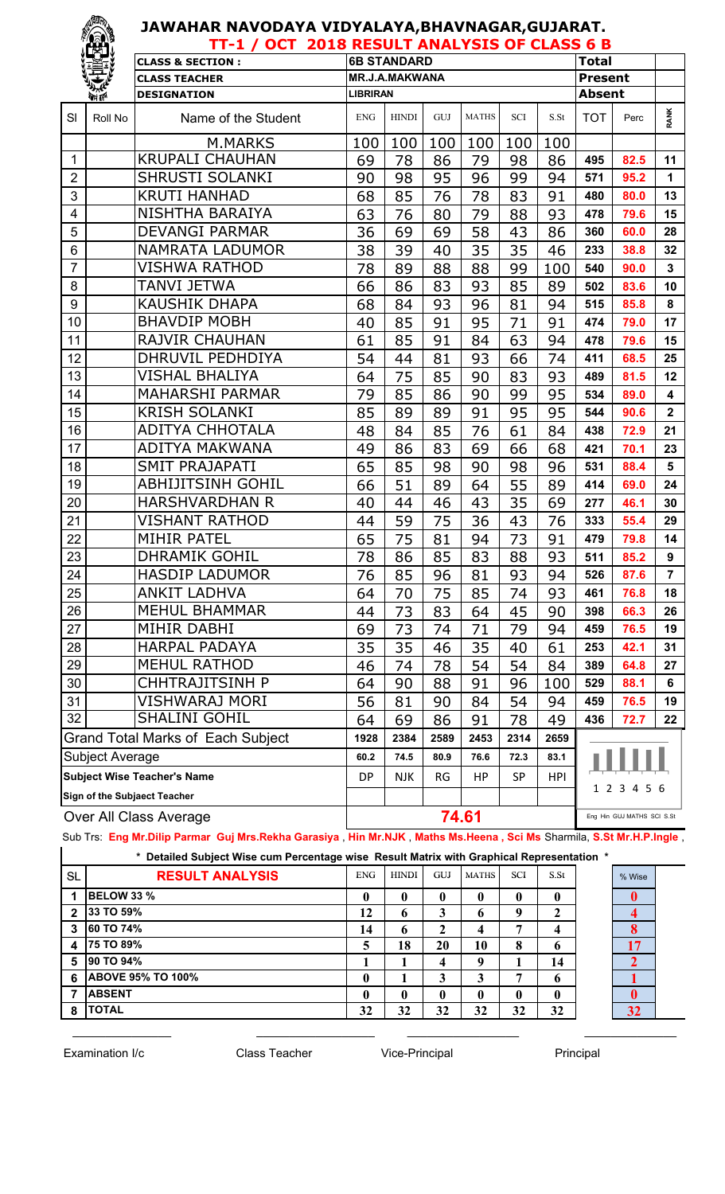# JAWAHAR NAVODAYA VIDYALAYA,BHAVNAGAR,GUJARAT.

## TT-1 / OCT 2018 RESULT ANALYSIS OF CLASS 6 B

| CLASS & SECTION : | 6B STANDARD | Total | |
|---|---|---|---|
| CLASS TEACHER | MR.J.A.MAKWANA | Present | |
| DESIGNATION | LIBRIRAN | Absent | |

| Sl | Roll No | Name of the Student | ENG | HINDI | GUJ | MATHS | SCI | S.St | TOT | Perc | RANK |
|---|---|---|---|---|---|---|---|---|---|---|---|
| | | M.MARKS | 100 | 100 | 100 | 100 | 100 | 100 | | | |
| 1 | | KRUPALI CHAUHAN | 69 | 78 | 86 | 79 | 98 | 86 | 495 | 82.5 | 11 |
| 2 | | SHRUSTI SOLANKI | 90 | 98 | 95 | 96 | 99 | 94 | 571 | 95.2 | 1 |
| 3 | | KRUTI HANHAD | 68 | 85 | 76 | 78 | 83 | 91 | 480 | 80.0 | 13 |
| 4 | | NISHTHA BARAIYA | 63 | 76 | 80 | 79 | 88 | 93 | 478 | 79.6 | 15 |
| 5 | | DEVANGI PARMAR | 36 | 69 | 69 | 58 | 43 | 86 | 360 | 60.0 | 28 |
| 6 | | NAMRATA LADUMOR | 38 | 39 | 40 | 35 | 35 | 46 | 233 | 38.8 | 32 |
| 7 | | VISHWA RATHOD | 78 | 89 | 88 | 88 | 99 | 100 | 540 | 90.0 | 3 |
| 8 | | TANVI JETWA | 66 | 86 | 83 | 93 | 85 | 89 | 502 | 83.6 | 10 |
| 9 | | KAUSHIK DHAPA | 68 | 84 | 93 | 96 | 81 | 94 | 515 | 85.8 | 8 |
| 10 | | BHAVDIP MOBH | 40 | 85 | 91 | 95 | 71 | 91 | 474 | 79.0 | 17 |
| 11 | | RAJVIR CHAUHAN | 61 | 85 | 91 | 84 | 63 | 94 | 478 | 79.6 | 15 |
| 12 | | DHRUVIL PEDHDIYA | 54 | 44 | 81 | 93 | 66 | 74 | 411 | 68.5 | 25 |
| 13 | | VISHAL BHALIYA | 64 | 75 | 85 | 90 | 83 | 93 | 489 | 81.5 | 12 |
| 14 | | MAHARSHI PARMAR | 79 | 85 | 86 | 90 | 99 | 95 | 534 | 89.0 | 4 |
| 15 | | KRISH SOLANKI | 85 | 89 | 89 | 91 | 95 | 95 | 544 | 90.6 | 2 |
| 16 | | ADITYA CHHOTALA | 48 | 84 | 85 | 76 | 61 | 84 | 438 | 72.9 | 21 |
| 17 | | ADITYA MAKWANA | 49 | 86 | 83 | 69 | 66 | 68 | 421 | 70.1 | 23 |
| 18 | | SMIT PRAJAPATI | 65 | 85 | 98 | 90 | 98 | 96 | 531 | 88.4 | 5 |
| 19 | | ABHIJITSINH GOHIL | 66 | 51 | 89 | 64 | 55 | 89 | 414 | 69.0 | 24 |
| 20 | | HARSHVARDHAN R | 40 | 44 | 46 | 43 | 35 | 69 | 277 | 46.1 | 30 |
| 21 | | VISHANT RATHOD | 44 | 59 | 75 | 36 | 43 | 76 | 333 | 55.4 | 29 |
| 22 | | MIHIR PATEL | 65 | 75 | 81 | 94 | 73 | 91 | 479 | 79.8 | 14 |
| 23 | | DHRAMIK GOHIL | 78 | 86 | 85 | 83 | 88 | 93 | 511 | 85.2 | 9 |
| 24 | | HASDIP LADUMOR | 76 | 85 | 96 | 81 | 93 | 94 | 526 | 87.6 | 7 |
| 25 | | ANKIT LADHVA | 64 | 70 | 75 | 85 | 74 | 93 | 461 | 76.8 | 18 |
| 26 | | MEHUL BHAMMAR | 44 | 73 | 83 | 64 | 45 | 90 | 398 | 66.3 | 26 |
| 27 | | MIHIR DABHI | 69 | 73 | 74 | 71 | 79 | 94 | 459 | 76.5 | 19 |
| 28 | | HARPAL PADAYA | 35 | 35 | 46 | 35 | 40 | 61 | 253 | 42.1 | 31 |
| 29 | | MEHUL RATHOD | 46 | 74 | 78 | 54 | 54 | 84 | 389 | 64.8 | 27 |
| 30 | | CHHTRAJITSINH P | 64 | 90 | 88 | 91 | 96 | 100 | 529 | 88.1 | 6 |
| 31 | | VISHWARAJ MORI | 56 | 81 | 90 | 84 | 54 | 94 | 459 | 76.5 | 19 |
| 32 | | SHALINI GOHIL | 64 | 69 | 86 | 91 | 78 | 49 | 436 | 72.7 | 22 |
| | | Grand Total Marks of Each Subject | 1928 | 2384 | 2589 | 2453 | 2314 | 2659 | | | |
| | | Subject Average | 60.2 | 74.5 | 80.9 | 76.6 | 72.3 | 83.1 | | | |
| | | Subject Wise Teacher's Name | DP | NJK | RG | HP | SP | HPI | | | |
| | | Sign of the Subjaect Teacher | | | | | | | | | |
| | | Over All Class Average | 74.61 | | | | | | | | |

Sub Trs: **Eng Mr.Dilip Parmar Guj Mrs.Rekha Garasiya** , **Hin Mr.NJK** , **Maths Ms.Heena , Sci Ms** Sharmila, **S.St Mr.H.P.Ingle** ,

**\* Detailed Subject Wise cum Percentage wise Result Matrix with Graphical Representation \***

| SL | RESULT ANALYSIS | ENG | HINDI | GUJ | MATHS | SCI | S.St | % Wise |
|---|---|---|---|---|---|---|---|---|
| 1 | BELOW 33 % | 0 | 0 | 0 | 0 | 0 | 0 | 0 |
| 2 | 33 TO 59% | 12 | 6 | 3 | 6 | 9 | 2 | 4 |
| 3 | 60 TO 74% | 14 | 6 | 2 | 4 | 7 | 4 | 8 |
| 4 | 75 TO 89% | 5 | 18 | 20 | 10 | 8 | 6 | 17 |
| 5 | 90 TO 94% | 1 | 1 | 4 | 9 | 1 | 14 | 2 |
| 6 | ABOVE 95% TO 100% | 0 | 1 | 3 | 3 | 7 | 6 | 1 |
| 7 | ABSENT | 0 | 0 | 0 | 0 | 0 | 0 | 0 |
| 8 | TOTAL | 32 | 32 | 32 | 32 | 32 | 32 | 32 |

Examination I/c　　　Class Teacher　　　Vice-Principal　　　Principal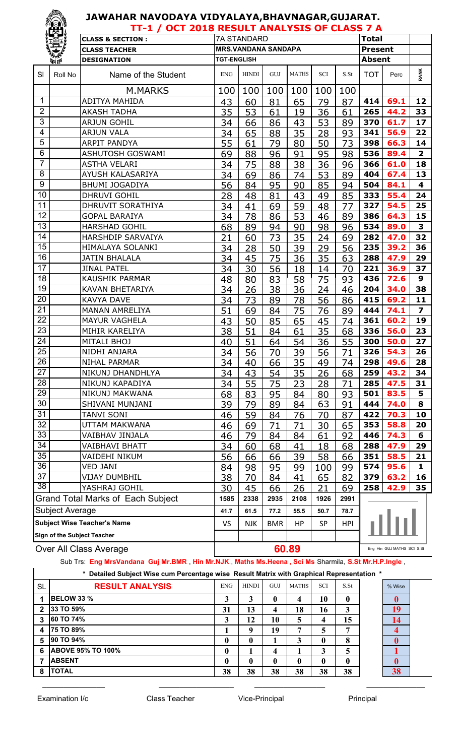# JAWAHAR NAVODAYA VIDYALAYA,BHAVNAGAR,GUJARAT.

## TT-1 / OCT 2018 RESULT ANALYSIS OF CLASS 7 A

| | | | | |
|---|---|---|---|---|
| CLASS & SECTION : | 7A STANDARD | Total | |
| CLASS TEACHER | MRS.VANDANA SANDAPA | Present | |
| DESIGNATION | TGT-ENGLISH | Absent | |

| Sl | Roll No | Name of the Student | ENG | HINDI | GUJ | MATHS | SCI | S.St | TOT | Perc | RANK |
|---|---|---|---|---|---|---|---|---|---|---|---|
| | | M.MARKS | 100 | 100 | 100 | 100 | 100 | 100 | | | |
| 1 | | ADITYA MAHIDA | 43 | 60 | 81 | 65 | 79 | 87 | 414 | 69.1 | 12 |
| 2 | | AKASH TADHA | 35 | 53 | 61 | 19 | 36 | 61 | 265 | 44.2 | 33 |
| 3 | | ARJUN GOHIL | 34 | 66 | 86 | 43 | 53 | 89 | 370 | 61.7 | 17 |
| 4 | | ARJUN VALA | 34 | 65 | 88 | 35 | 28 | 93 | 341 | 56.9 | 22 |
| 5 | | ARPIT PANDYA | 55 | 61 | 79 | 80 | 50 | 73 | 398 | 66.3 | 14 |
| 6 | | ASHUTOSH GOSWAMI | 69 | 88 | 96 | 91 | 95 | 98 | 536 | 89.4 | 2 |
| 7 | | ASTHA VELARI | 34 | 75 | 88 | 38 | 36 | 96 | 366 | 61.0 | 18 |
| 8 | | AYUSH KALASARIYA | 34 | 69 | 86 | 74 | 53 | 89 | 404 | 67.4 | 13 |
| 9 | | BHUMI JOGADIYA | 56 | 84 | 95 | 90 | 85 | 94 | 504 | 84.1 | 4 |
| 10 | | DHRUVI GOHIL | 28 | 48 | 81 | 43 | 49 | 85 | 333 | 55.4 | 24 |
| 11 | | DHRUVIT SORATHIYA | 34 | 41 | 69 | 59 | 48 | 77 | 327 | 54.5 | 25 |
| 12 | | GOPAL BARAIYA | 34 | 78 | 86 | 53 | 46 | 89 | 386 | 64.3 | 15 |
| 13 | | HARSHAD GOHIL | 68 | 89 | 94 | 90 | 98 | 96 | 534 | 89.0 | 3 |
| 14 | | HARSHDIP SARVAIYA | 21 | 60 | 73 | 35 | 24 | 69 | 282 | 47.0 | 32 |
| 15 | | HIMALAYA SOLANKI | 34 | 28 | 50 | 39 | 29 | 56 | 235 | 39.2 | 36 |
| 16 | | JATIN BHALALA | 34 | 45 | 75 | 36 | 35 | 63 | 288 | 47.9 | 29 |
| 17 | | JINAL PATEL | 34 | 30 | 56 | 18 | 14 | 70 | 221 | 36.9 | 37 |
| 18 | | KAUSHIK PARMAR | 48 | 80 | 83 | 58 | 75 | 93 | 436 | 72.6 | 9 |
| 19 | | KAVAN BHETARIYA | 34 | 26 | 38 | 36 | 24 | 46 | 204 | 34.0 | 38 |
| 20 | | KAVYA DAVE | 34 | 73 | 89 | 78 | 56 | 86 | 415 | 69.2 | 11 |
| 21 | | MANAN AMRELIYA | 51 | 69 | 84 | 75 | 76 | 89 | 444 | 74.1 | 7 |
| 22 | | MAYUR VAGHELA | 43 | 50 | 85 | 65 | 45 | 74 | 361 | 60.2 | 19 |
| 23 | | MIHIR KARELIYA | 38 | 51 | 84 | 61 | 35 | 68 | 336 | 56.0 | 23 |
| 24 | | MITALI BHOJ | 40 | 51 | 64 | 54 | 36 | 55 | 300 | 50.0 | 27 |
| 25 | | NIDHI ANJARA | 34 | 56 | 70 | 39 | 56 | 71 | 326 | 54.3 | 26 |
| 26 | | NIHAL PARMAR | 34 | 40 | 66 | 35 | 49 | 74 | 298 | 49.6 | 28 |
| 27 | | NIKUNJ DHANDHLYA | 34 | 43 | 54 | 35 | 26 | 68 | 259 | 43.2 | 34 |
| 28 | | NIKUNJ KAPADIYA | 34 | 55 | 75 | 23 | 28 | 71 | 285 | 47.5 | 31 |
| 29 | | NIKUNJ MAKWANA | 68 | 83 | 95 | 84 | 80 | 93 | 501 | 83.5 | 5 |
| 30 | | SHIVANI MUNJANI | 39 | 79 | 89 | 84 | 63 | 91 | 444 | 74.0 | 8 |
| 31 | | TANVI SONI | 46 | 59 | 84 | 76 | 70 | 87 | 422 | 70.3 | 10 |
| 32 | | UTTAM MAKWANA | 46 | 69 | 71 | 71 | 30 | 65 | 353 | 58.8 | 20 |
| 33 | | VAIBHAV JINJALA | 46 | 79 | 84 | 84 | 61 | 92 | 446 | 74.3 | 6 |
| 34 | | VAIBHAVI BHATT | 34 | 60 | 68 | 41 | 18 | 68 | 288 | 47.9 | 29 |
| 35 | | VAIDEHI NIKUM | 56 | 66 | 66 | 39 | 58 | 66 | 351 | 58.5 | 21 |
| 36 | | VED JANI | 84 | 98 | 95 | 99 | 100 | 99 | 574 | 95.6 | 1 |
| 37 | | VIJAY DUMBHIL | 38 | 70 | 84 | 41 | 65 | 82 | 379 | 63.2 | 16 |
| 38 | | YASHRAJ GOHIL | 30 | 45 | 66 | 26 | 21 | 69 | 258 | 42.9 | 35 |
| | | Grand Total Marks of Each Subject | 1585 | 2338 | 2935 | 2108 | 1926 | 2991 | | | |
| | | Subject Average | 41.7 | 61.5 | 77.2 | 55.5 | 50.7 | 78.7 | | | |
| | | Subject Wise Teacher's Name | VS | NJK | BMR | HP | SP | HPI | | | |
| | | Sign of the Subject Teacher | | | | | | | | | |
| | | Over All Class Average | 60.89 | | | | | | | | |

Eng Hin GUJ MATHS SCI S.St

Sub Trs: **Eng MrsVandana Guj Mr.BMR , Hin Mr.NJK , Maths Ms.Heena , Sci Ms** Sharmila, **S.St Mr.H.P.Ingle** ,

**\* Detailed Subject Wise cum Percentage wise Result Matrix with Graphical Representation \***

| SL | RESULT ANALYSIS | ENG | HINDI | GUJ | MATHS | SCI | S.St | % Wise |
|---|---|---|---|---|---|---|---|---|
| 1 | BELOW 33 % | 3 | 3 | 0 | 4 | 10 | 0 | 0 |
| 2 | 33 TO 59% | 31 | 13 | 4 | 18 | 16 | 3 | 19 |
| 3 | 60 TO 74% | 3 | 12 | 10 | 5 | 4 | 15 | 14 |
| 4 | 75 TO 89% | 1 | 9 | 19 | 7 | 5 | 7 | 4 |
| 5 | 90 TO 94% | 0 | 0 | 1 | 3 | 0 | 8 | 0 |
| 6 | ABOVE 95% TO 100% | 0 | 1 | 4 | 1 | 3 | 5 | 1 |
| 7 | ABSENT | 0 | 0 | 0 | 0 | 0 | 0 | 0 |
| 8 | TOTAL | 38 | 38 | 38 | 38 | 38 | 38 | 38 |

Examination I/c &nbsp;&nbsp;&nbsp;&nbsp; Class Teacher &nbsp;&nbsp;&nbsp;&nbsp; Vice-Principal &nbsp;&nbsp;&nbsp;&nbsp; Principal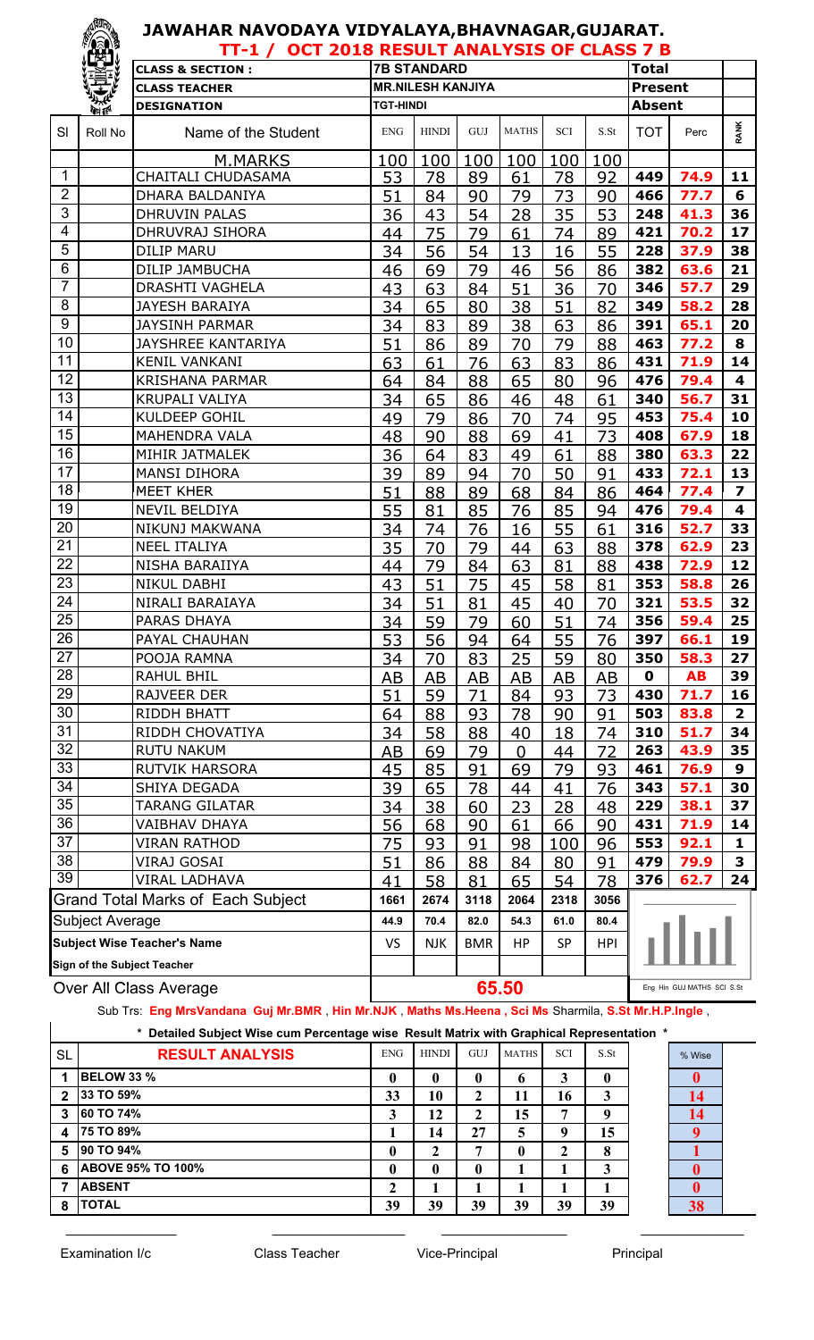# JAWAHAR NAVODAYA VIDYALAYA,BHAVNAGAR,GUJARAT.

## TT-1 / OCT 2018 RESULT ANALYSIS OF CLASS 7 B

| CLASS & SECTION : | 7B STANDARD | Total | |
|---|---|---|---|
| CLASS TEACHER | MR.NILESH KANJIYA | Present | |
| DESIGNATION | TGT-HINDI | Absent | |

| Sl | Roll No | Name of the Student | ENG | HINDI | GUJ | MATHS | SCI | S.St | TOT | Perc | RANK |
|---|---|---|---|---|---|---|---|---|---|---|---|
| | | M.MARKS | 100 | 100 | 100 | 100 | 100 | 100 | | | |
| 1 | | CHAITALI CHUDASAMA | 53 | 78 | 89 | 61 | 78 | 92 | 449 | 74.9 | 11 |
| 2 | | DHARA BALDANIYA | 51 | 84 | 90 | 79 | 73 | 90 | 466 | 77.7 | 6 |
| 3 | | DHRUVIN PALAS | 36 | 43 | 54 | 28 | 35 | 53 | 248 | 41.3 | 36 |
| 4 | | DHRUVRAJ SIHORA | 44 | 75 | 79 | 61 | 74 | 89 | 421 | 70.2 | 17 |
| 5 | | DILIP MARU | 34 | 56 | 54 | 13 | 16 | 55 | 228 | 37.9 | 38 |
| 6 | | DILIP JAMBUCHA | 46 | 69 | 79 | 46 | 56 | 86 | 382 | 63.6 | 21 |
| 7 | | DRASHTI VAGHELA | 43 | 63 | 84 | 51 | 36 | 70 | 346 | 57.7 | 29 |
| 8 | | JAYESH BARAIYA | 34 | 65 | 80 | 38 | 51 | 82 | 349 | 58.2 | 28 |
| 9 | | JAYSINH PARMAR | 34 | 83 | 89 | 38 | 63 | 86 | 391 | 65.1 | 20 |
| 10 | | JAYSHREE KANTARIYA | 51 | 86 | 89 | 70 | 79 | 88 | 463 | 77.2 | 8 |
| 11 | | KENIL VANKANI | 63 | 61 | 76 | 63 | 83 | 86 | 431 | 71.9 | 14 |
| 12 | | KRISHANA PARMAR | 64 | 84 | 88 | 65 | 80 | 96 | 476 | 79.4 | 4 |
| 13 | | KRUPALI VALIYA | 34 | 65 | 86 | 46 | 48 | 61 | 340 | 56.7 | 31 |
| 14 | | KULDEEP GOHIL | 49 | 79 | 86 | 70 | 74 | 95 | 453 | 75.4 | 10 |
| 15 | | MAHENDRA VALA | 48 | 90 | 88 | 69 | 41 | 73 | 408 | 67.9 | 18 |
| 16 | | MIHIR JATMALEK | 36 | 64 | 83 | 49 | 61 | 88 | 380 | 63.3 | 22 |
| 17 | | MANSI DIHORA | 39 | 89 | 94 | 70 | 50 | 91 | 433 | 72.1 | 13 |
| 18 | | MEET KHER | 51 | 88 | 89 | 68 | 84 | 86 | 464 | 77.4 | 7 |
| 19 | | NEVIL BELDIYA | 55 | 81 | 85 | 76 | 85 | 94 | 476 | 79.4 | 4 |
| 20 | | NIKUNJ MAKWANA | 34 | 74 | 76 | 16 | 55 | 61 | 316 | 52.7 | 33 |
| 21 | | NEEL ITALIYA | 35 | 70 | 79 | 44 | 63 | 88 | 378 | 62.9 | 23 |
| 22 | | NISHA BARAIIYA | 44 | 79 | 84 | 63 | 81 | 88 | 438 | 72.9 | 12 |
| 23 | | NIKUL DABHI | 43 | 51 | 75 | 45 | 58 | 81 | 353 | 58.8 | 26 |
| 24 | | NIRALI BARAIAYA | 34 | 51 | 81 | 45 | 40 | 70 | 321 | 53.5 | 32 |
| 25 | | PARAS DHAYA | 34 | 59 | 79 | 60 | 51 | 74 | 356 | 59.4 | 25 |
| 26 | | PAYAL CHAUHAN | 53 | 56 | 94 | 64 | 55 | 76 | 397 | 66.1 | 19 |
| 27 | | POOJA RAMNA | 34 | 70 | 83 | 25 | 59 | 80 | 350 | 58.3 | 27 |
| 28 | | RAHUL BHIL | AB | AB | AB | AB | AB | AB | 0 | AB | 39 |
| 29 | | RAJVEER DER | 51 | 59 | 71 | 84 | 93 | 73 | 430 | 71.7 | 16 |
| 30 | | RIDDH BHATT | 64 | 88 | 93 | 78 | 90 | 91 | 503 | 83.8 | 2 |
| 31 | | RIDDH CHOVATIYA | 34 | 58 | 88 | 40 | 18 | 74 | 310 | 51.7 | 34 |
| 32 | | RUTU NAKUM | AB | 69 | 79 | 0 | 44 | 72 | 263 | 43.9 | 35 |
| 33 | | RUTVIK HARSORA | 45 | 85 | 91 | 69 | 79 | 93 | 461 | 76.9 | 9 |
| 34 | | SHIYA DEGADA | 39 | 65 | 78 | 44 | 41 | 76 | 343 | 57.1 | 30 |
| 35 | | TARANG GILATAR | 34 | 38 | 60 | 23 | 28 | 48 | 229 | 38.1 | 37 |
| 36 | | VAIBHAV DHAYA | 56 | 68 | 90 | 61 | 66 | 90 | 431 | 71.9 | 14 |
| 37 | | VIRAN RATHOD | 75 | 93 | 91 | 98 | 100 | 96 | 553 | 92.1 | 1 |
| 38 | | VIRAJ GOSAI | 51 | 86 | 88 | 84 | 80 | 91 | 479 | 79.9 | 3 |
| 39 | | VIRAL LADHAVA | 41 | 58 | 81 | 65 | 54 | 78 | 376 | 62.7 | 24 |
| Grand Total Marks of Each Subject | | | 1661 | 2674 | 3118 | 2064 | 2318 | 3056 | | | |
| Subject Average | | | 44.9 | 70.4 | 82.0 | 54.3 | 61.0 | 80.4 | | | |
| Subject Wise Teacher's Name | | | VS | NJK | BMR | HP | SP | HPI | | | |
| Sign of the Subject Teacher | | | | | | | | | | | |
| Over All Class Average | | | 65.50 | | | | | | | | |

Eng Hin GUJ MATHS SCI S.St

Sub Trs: **Eng MrsVandana Guj Mr.BMR , Hin Mr.NJK , Maths Ms.Heena , Sci Ms** Sharmila, **S.St Mr.H.P.Ingle** ,

**\* Detailed Subject Wise cum Percentage wise Result Matrix with Graphical Representation \***

| SL | RESULT ANALYSIS | ENG | HINDI | GUJ | MATHS | SCI | S.St | % Wise |
|---|---|---|---|---|---|---|---|---|
| 1 | BELOW 33 % | 0 | 0 | 0 | 6 | 3 | 0 | 0 |
| 2 | 33 TO 59% | 33 | 10 | 2 | 11 | 16 | 3 | 14 |
| 3 | 60 TO 74% | 3 | 12 | 2 | 15 | 7 | 9 | 14 |
| 4 | 75 TO 89% | 1 | 14 | 27 | 5 | 9 | 15 | 9 |
| 5 | 90 TO 94% | 0 | 2 | 7 | 0 | 2 | 8 | 1 |
| 6 | ABOVE 95% TO 100% | 0 | 0 | 0 | 1 | 1 | 3 | 0 |
| 7 | ABSENT | 2 | 1 | 1 | 1 | 1 | 1 | 0 |
| 8 | TOTAL | 39 | 39 | 39 | 39 | 39 | 39 | 38 |

Examination I/c &nbsp;&nbsp;&nbsp;&nbsp; Class Teacher &nbsp;&nbsp;&nbsp;&nbsp; Vice-Principal &nbsp;&nbsp;&nbsp;&nbsp; Principal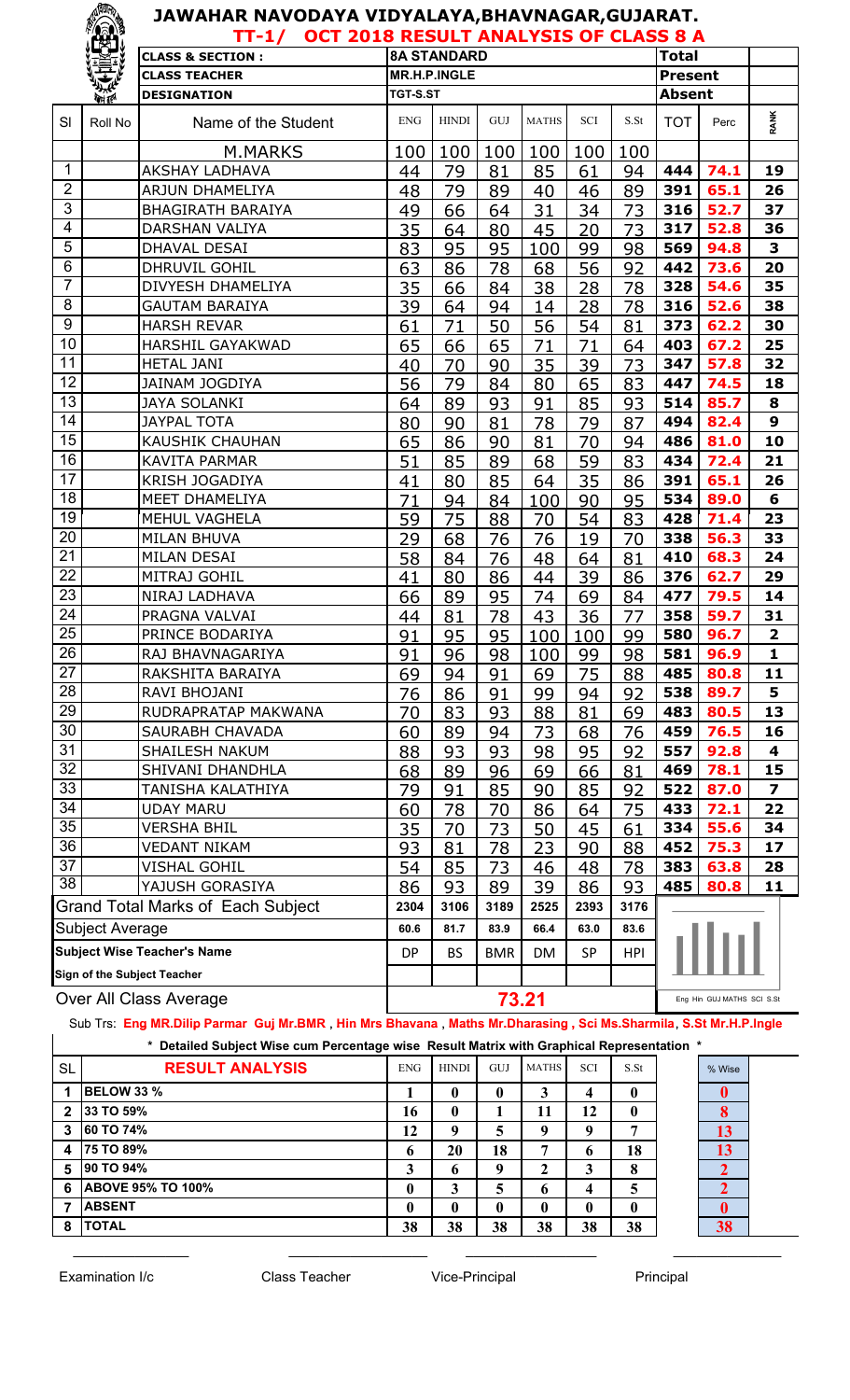# JAWAHAR NAVODAYA VIDYALAYA,BHAVNAGAR,GUJARAT.

## TT-1/ OCT 2018 RESULT ANALYSIS OF CLASS 8 A

| | | | | | | | | | | | |
|---|---|---|---|---|---|---|---|---|---|---|---|
| | | **CLASS & SECTION :** | **8A STANDARD** | | | | | | **Total** | | |
| | | **CLASS TEACHER** | **MR.H.P.INGLE** | | | | | | **Present** | | |
| | | **DESIGNATION** | **TGT-S.ST** | | | | | | **Absent** | | |
| Sl | Roll No | Name of the Student | ENG | HINDI | GUJ | MATHS | SCI | S.St | TOT | Perc | RANK |
| | | M.MARKS | 100 | 100 | 100 | 100 | 100 | 100 | | | |
| 1 | | AKSHAY LADHAVA | 44 | 79 | 81 | 85 | 61 | 94 | 444 | 74.1 | 19 |
| 2 | | ARJUN DHAMELIYA | 48 | 79 | 89 | 40 | 46 | 89 | 391 | 65.1 | 26 |
| 3 | | BHAGIRATH BARAIYA | 49 | 66 | 64 | 31 | 34 | 73 | 316 | 52.7 | 37 |
| 4 | | DARSHAN VALIYA | 35 | 64 | 80 | 45 | 20 | 73 | 317 | 52.8 | 36 |
| 5 | | DHAVAL DESAI | 83 | 95 | 95 | 100 | 99 | 98 | 569 | 94.8 | 3 |
| 6 | | DHRUVIL GOHIL | 63 | 86 | 78 | 68 | 56 | 92 | 442 | 73.6 | 20 |
| 7 | | DIVYESH DHAMELIYA | 35 | 66 | 84 | 38 | 28 | 78 | 328 | 54.6 | 35 |
| 8 | | GAUTAM BARAIYA | 39 | 64 | 94 | 14 | 28 | 78 | 316 | 52.6 | 38 |
| 9 | | HARSH REVAR | 61 | 71 | 50 | 56 | 54 | 81 | 373 | 62.2 | 30 |
| 10 | | HARSHIL GAYAKWAD | 65 | 66 | 65 | 71 | 71 | 64 | 403 | 67.2 | 25 |
| 11 | | HETAL JANI | 40 | 70 | 90 | 35 | 39 | 73 | 347 | 57.8 | 32 |
| 12 | | JAINAM JOGDIYA | 56 | 79 | 84 | 80 | 65 | 83 | 447 | 74.5 | 18 |
| 13 | | JAYA SOLANKI | 64 | 89 | 93 | 91 | 85 | 93 | 514 | 85.7 | 8 |
| 14 | | JAYPAL TOTA | 80 | 90 | 81 | 78 | 79 | 87 | 494 | 82.4 | 9 |
| 15 | | KAUSHIK CHAUHAN | 65 | 86 | 90 | 81 | 70 | 94 | 486 | 81.0 | 10 |
| 16 | | KAVITA PARMAR | 51 | 85 | 89 | 68 | 59 | 83 | 434 | 72.4 | 21 |
| 17 | | KRISH JOGADIYA | 41 | 80 | 85 | 64 | 35 | 86 | 391 | 65.1 | 26 |
| 18 | | MEET DHAMELIYA | 71 | 94 | 84 | 100 | 90 | 95 | 534 | 89.0 | 6 |
| 19 | | MEHUL VAGHELA | 59 | 75 | 88 | 70 | 54 | 83 | 428 | 71.4 | 23 |
| 20 | | MILAN BHUVA | 29 | 68 | 76 | 76 | 19 | 70 | 338 | 56.3 | 33 |
| 21 | | MILAN DESAI | 58 | 84 | 76 | 48 | 64 | 81 | 410 | 68.3 | 24 |
| 22 | | MITRAJ GOHIL | 41 | 80 | 86 | 44 | 39 | 86 | 376 | 62.7 | 29 |
| 23 | | NIRAJ LADHAVA | 66 | 89 | 95 | 74 | 69 | 84 | 477 | 79.5 | 14 |
| 24 | | PRAGNA VALVAI | 44 | 81 | 78 | 43 | 36 | 77 | 358 | 59.7 | 31 |
| 25 | | PRINCE BODARIYA | 91 | 95 | 95 | 100 | 100 | 99 | 580 | 96.7 | 2 |
| 26 | | RAJ BHAVNAGARIYA | 91 | 96 | 98 | 100 | 99 | 98 | 581 | 96.9 | 1 |
| 27 | | RAKSHITA BARAIYA | 69 | 94 | 91 | 69 | 75 | 88 | 485 | 80.8 | 11 |
| 28 | | RAVI BHOJANI | 76 | 86 | 91 | 99 | 94 | 92 | 538 | 89.7 | 5 |
| 29 | | RUDRAPRATAP MAKWANA | 70 | 83 | 93 | 88 | 81 | 69 | 483 | 80.5 | 13 |
| 30 | | SAURABH CHAVADA | 60 | 89 | 94 | 73 | 68 | 76 | 459 | 76.5 | 16 |
| 31 | | SHAILESH NAKUM | 88 | 93 | 93 | 98 | 95 | 92 | 557 | 92.8 | 4 |
| 32 | | SHIVANI DHANDHLA | 68 | 89 | 96 | 69 | 66 | 81 | 469 | 78.1 | 15 |
| 33 | | TANISHA KALATHIYA | 79 | 91 | 85 | 90 | 85 | 92 | 522 | 87.0 | 7 |
| 34 | | UDAY MARU | 60 | 78 | 70 | 86 | 64 | 75 | 433 | 72.1 | 22 |
| 35 | | VERSHA BHIL | 35 | 70 | 73 | 50 | 45 | 61 | 334 | 55.6 | 34 |
| 36 | | VEDANT NIKAM | 93 | 81 | 78 | 23 | 90 | 88 | 452 | 75.3 | 17 |
| 37 | | VISHAL GOHIL | 54 | 85 | 73 | 46 | 48 | 78 | 383 | 63.8 | 28 |
| 38 | | YAJUSH GORASIYA | 86 | 93 | 89 | 39 | 86 | 93 | 485 | 80.8 | 11 |
| Grand Total Marks of Each Subject | | | 2304 | 3106 | 3189 | 2525 | 2393 | 3176 | | | |
| Subject Average | | | 60.6 | 81.7 | 83.9 | 66.4 | 63.0 | 83.6 | | | |
| **Subject Wise Teacher's Name** | | | DP | BS | BMR | DM | SP | HPI | | | |
| **Sign of the Subject Teacher** | | | | | | | | | | | |
| Over All Class Average | | | 73.21 | | | | | | | | |

Eng Hin GUJ MATHS SCI S.St

Sub Trs: **Eng MR.Dilip Parmar Guj Mr.BMR** , **Hin Mrs Bhavana** , **Maths Mr.Dharasing** , **Sci Ms.Sharmila**, **S.St Mr.H.P.Ingle**

**\* Detailed Subject Wise cum Percentage wise Result Matrix with Graphical Representation \***

| SL | RESULT ANALYSIS | ENG | HINDI | GUJ | MATHS | SCI | S.St | % Wise |
|---|---|---|---|---|---|---|---|---|
| 1 | BELOW 33 % | 1 | 0 | 0 | 3 | 4 | 0 | 0 |
| 2 | 33 TO 59% | 16 | 0 | 1 | 11 | 12 | 0 | 8 |
| 3 | 60 TO 74% | 12 | 9 | 5 | 9 | 9 | 7 | 13 |
| 4 | 75 TO 89% | 6 | 20 | 18 | 7 | 6 | 18 | 13 |
| 5 | 90 TO 94% | 3 | 6 | 9 | 2 | 3 | 8 | 2 |
| 6 | ABOVE 95% TO 100% | 0 | 3 | 5 | 6 | 4 | 5 | 2 |
| 7 | ABSENT | 0 | 0 | 0 | 0 | 0 | 0 | 0 |
| 8 | TOTAL | 38 | 38 | 38 | 38 | 38 | 38 | 38 |

Examination I/c | Class Teacher | Vice-Principal | Principal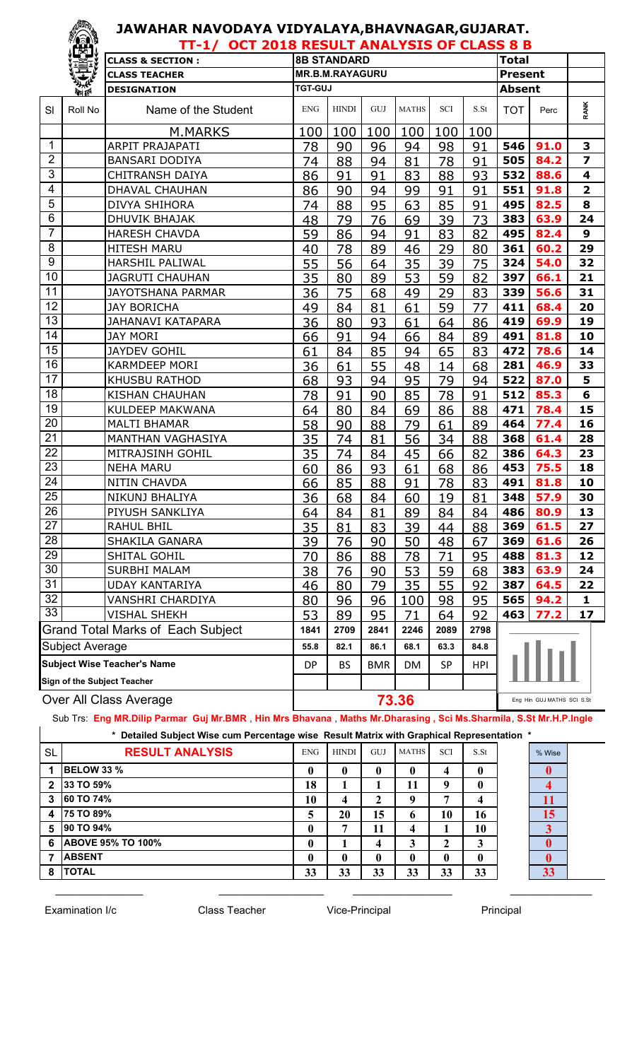# JAWAHAR NAVODAYA VIDYALAYA,BHAVNAGAR,GUJARAT.

## TT-1/ OCT 2018 RESULT ANALYSIS OF CLASS 8 B

| CLASS & SECTION : | 8B STANDARD | Total | |
|---|---|---|---|
| CLASS TEACHER | MR.B.M.RAYAGURU | Present | |
| DESIGNATION | TGT-GUJ | Absent | |

| Sl | Roll No | Name of the Student | ENG | HINDI | GUJ | MATHS | SCI | S.St | TOT | Perc | RANK |
|---|---|---|---|---|---|---|---|---|---|---|---|
| | | M.MARKS | 100 | 100 | 100 | 100 | 100 | 100 | | | |
| 1 | | ARPIT PRAJAPATI | 78 | 90 | 96 | 94 | 98 | 91 | 546 | 91.0 | 3 |
| 2 | | BANSARI DODIYA | 74 | 88 | 94 | 81 | 78 | 91 | 505 | 84.2 | 7 |
| 3 | | CHITRANSH DAIYA | 86 | 91 | 91 | 83 | 88 | 93 | 532 | 88.6 | 4 |
| 4 | | DHAVAL CHAUHAN | 86 | 90 | 94 | 99 | 91 | 91 | 551 | 91.8 | 2 |
| 5 | | DIVYA SHIHORA | 74 | 88 | 95 | 63 | 85 | 91 | 495 | 82.5 | 8 |
| 6 | | DHUVIK BHAJAK | 48 | 79 | 76 | 69 | 39 | 73 | 383 | 63.9 | 24 |
| 7 | | HARESH CHAVDA | 59 | 86 | 94 | 91 | 83 | 82 | 495 | 82.4 | 9 |
| 8 | | HITESH MARU | 40 | 78 | 89 | 46 | 29 | 80 | 361 | 60.2 | 29 |
| 9 | | HARSHIL PALIWAL | 55 | 56 | 64 | 35 | 39 | 75 | 324 | 54.0 | 32 |
| 10 | | JAGRUTI CHAUHAN | 35 | 80 | 89 | 53 | 59 | 82 | 397 | 66.1 | 21 |
| 11 | | JAYOTSHANA PARMAR | 36 | 75 | 68 | 49 | 29 | 83 | 339 | 56.6 | 31 |
| 12 | | JAY BORICHA | 49 | 84 | 81 | 61 | 59 | 77 | 411 | 68.4 | 20 |
| 13 | | JAHANAVI KATAPARA | 36 | 80 | 93 | 61 | 64 | 86 | 419 | 69.9 | 19 |
| 14 | | JAY MORI | 66 | 91 | 94 | 66 | 84 | 89 | 491 | 81.8 | 10 |
| 15 | | JAYDEV GOHIL | 61 | 84 | 85 | 94 | 65 | 83 | 472 | 78.6 | 14 |
| 16 | | KARMDEEP MORI | 36 | 61 | 55 | 48 | 14 | 68 | 281 | 46.9 | 33 |
| 17 | | KHUSBU RATHOD | 68 | 93 | 94 | 95 | 79 | 94 | 522 | 87.0 | 5 |
| 18 | | KISHAN CHAUHAN | 78 | 91 | 90 | 85 | 78 | 91 | 512 | 85.3 | 6 |
| 19 | | KULDEEP MAKWANA | 64 | 80 | 84 | 69 | 86 | 88 | 471 | 78.4 | 15 |
| 20 | | MALTI BHAMAR | 58 | 90 | 88 | 79 | 61 | 89 | 464 | 77.4 | 16 |
| 21 | | MANTHAN VAGHASIYA | 35 | 74 | 81 | 56 | 34 | 88 | 368 | 61.4 | 28 |
| 22 | | MITRAJSINH GOHIL | 35 | 74 | 84 | 45 | 66 | 82 | 386 | 64.3 | 23 |
| 23 | | NEHA MARU | 60 | 86 | 93 | 61 | 68 | 86 | 453 | 75.5 | 18 |
| 24 | | NITIN CHAVDA | 66 | 85 | 88 | 91 | 78 | 83 | 491 | 81.8 | 10 |
| 25 | | NIKUNJ BHALIYA | 36 | 68 | 84 | 60 | 19 | 81 | 348 | 57.9 | 30 |
| 26 | | PIYUSH SANKLIYA | 64 | 84 | 81 | 89 | 84 | 84 | 486 | 80.9 | 13 |
| 27 | | RAHUL BHIL | 35 | 81 | 83 | 39 | 44 | 88 | 369 | 61.5 | 27 |
| 28 | | SHAKILA GANARA | 39 | 76 | 90 | 50 | 48 | 67 | 369 | 61.6 | 26 |
| 29 | | SHITAL GOHIL | 70 | 86 | 88 | 78 | 71 | 95 | 488 | 81.3 | 12 |
| 30 | | SURBHI MALAM | 38 | 76 | 90 | 53 | 59 | 68 | 383 | 63.9 | 24 |
| 31 | | UDAY KANTARIYA | 46 | 80 | 79 | 35 | 55 | 92 | 387 | 64.5 | 22 |
| 32 | | VANSHRI CHARDIYA | 80 | 96 | 96 | 100 | 98 | 95 | 565 | 94.2 | 1 |
| 33 | | VISHAL SHEKH | 53 | 89 | 95 | 71 | 64 | 92 | 463 | 77.2 | 17 |
| | | Grand Total Marks of Each Subject | 1841 | 2709 | 2841 | 2246 | 2089 | 2798 | | | |
| | | Subject Average | 55.8 | 82.1 | 86.1 | 68.1 | 63.3 | 84.8 | | | |
| | | Subject Wise Teacher's Name | DP | BS | BMR | DM | SP | HPI | | | |
| | | Sign of the Subject Teacher | | | | | | | | | |
| | | Over All Class Average | 73.36 | | | | | | | | |

Eng Hin GUJ MATHS SCI S.St

Sub Trs: **Eng MR.Dilip Parmar Guj Mr.BMR , Hin Mrs Bhavana , Maths Mr.Dharasing , Sci Ms.Sharmila, S.St Mr.H.P.Ingle**

**\* Detailed Subject Wise cum Percentage wise Result Matrix with Graphical Representation \***

| SL | RESULT ANALYSIS | ENG | HINDI | GUJ | MATHS | SCI | S.St | % Wise |
|---|---|---|---|---|---|---|---|---|
| 1 | BELOW 33 % | 0 | 0 | 0 | 0 | 4 | 0 | 0 |
| 2 | 33 TO 59% | 18 | 1 | 1 | 11 | 9 | 0 | 4 |
| 3 | 60 TO 74% | 10 | 4 | 2 | 9 | 7 | 4 | 11 |
| 4 | 75 TO 89% | 5 | 20 | 15 | 6 | 10 | 16 | 15 |
| 5 | 90 TO 94% | 0 | 7 | 11 | 4 | 1 | 10 | 3 |
| 6 | ABOVE 95% TO 100% | 0 | 1 | 4 | 3 | 2 | 3 | 0 |
| 7 | ABSENT | 0 | 0 | 0 | 0 | 0 | 0 | 0 |
| 8 | TOTAL | 33 | 33 | 33 | 33 | 33 | 33 | 33 |

Examination I/c Class Teacher Vice-Principal Principal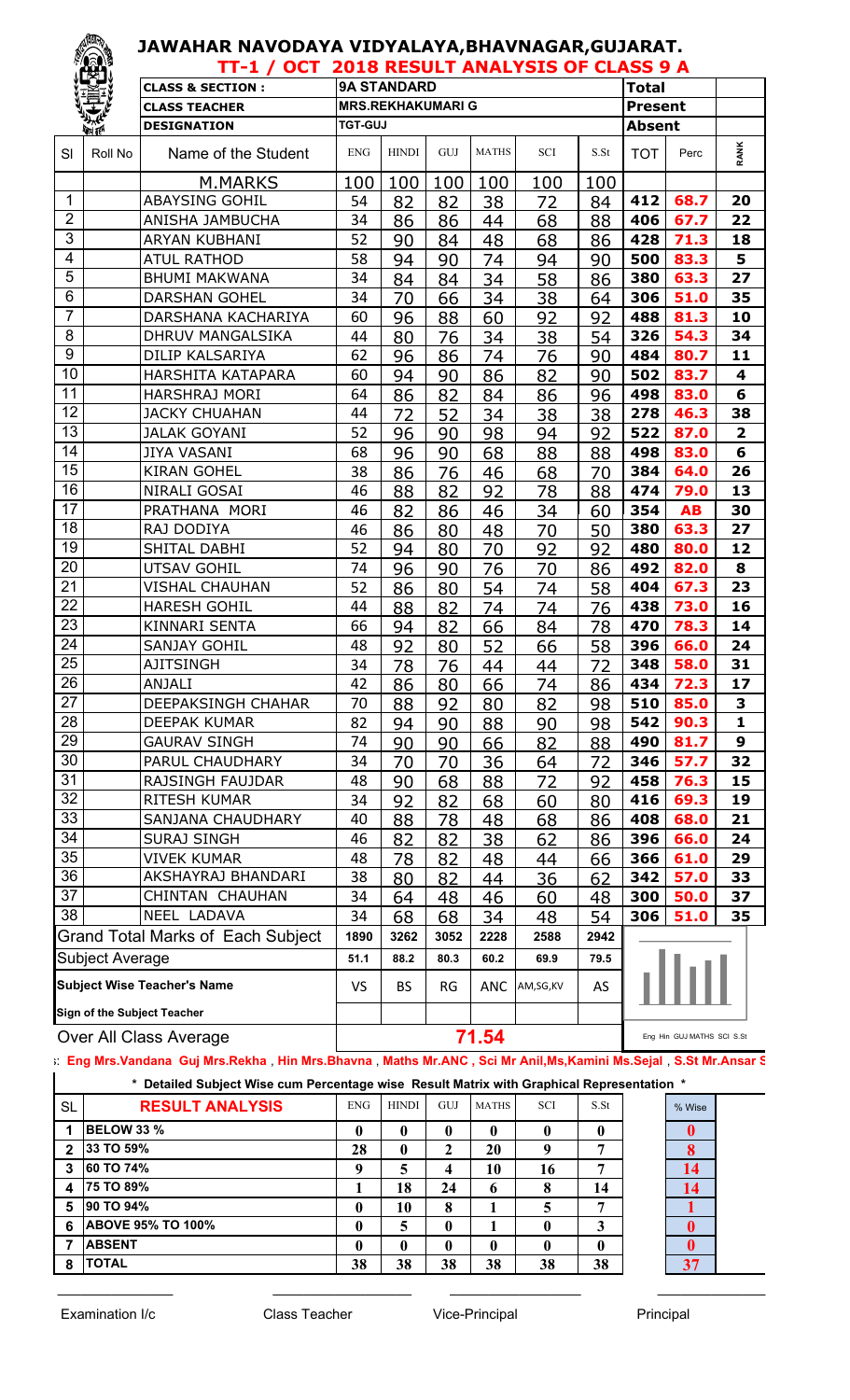# JAWAHAR NAVODAYA VIDYALAYA,BHAVNAGAR,GUJARAT.

## TT-1 / OCT 2018 RESULT ANALYSIS OF CLASS 9 A

| | | |
|---|---|---|
| CLASS & SECTION : | 9A STANDARD | Total |
| CLASS TEACHER | MRS.REKHAKUMARI G | Present |
| DESIGNATION | TGT-GUJ | Absent |

| Sl | Roll No | Name of the Student | ENG | HINDI | GUJ | MATHS | SCI | S.St | TOT | Perc | RANK |
|---|---|---|---|---|---|---|---|---|---|---|---|
| | | M.MARKS | 100 | 100 | 100 | 100 | 100 | 100 | | | |
| 1 | | ABAYSING GOHIL | 54 | 82 | 82 | 38 | 72 | 84 | 412 | 68.7 | 20 |
| 2 | | ANISHA JAMBUCHA | 34 | 86 | 86 | 44 | 68 | 88 | 406 | 67.7 | 22 |
| 3 | | ARYAN KUBHANI | 52 | 90 | 84 | 48 | 68 | 86 | 428 | 71.3 | 18 |
| 4 | | ATUL RATHOD | 58 | 94 | 90 | 74 | 94 | 90 | 500 | 83.3 | 5 |
| 5 | | BHUMI MAKWANA | 34 | 84 | 84 | 34 | 58 | 86 | 380 | 63.3 | 27 |
| 6 | | DARSHAN GOHEL | 34 | 70 | 66 | 34 | 38 | 64 | 306 | 51.0 | 35 |
| 7 | | DARSHANA KACHARIYA | 60 | 96 | 88 | 60 | 92 | 92 | 488 | 81.3 | 10 |
| 8 | | DHRUV MANGALSIKA | 44 | 80 | 76 | 34 | 38 | 54 | 326 | 54.3 | 34 |
| 9 | | DILIP KALSARIYA | 62 | 96 | 86 | 74 | 76 | 90 | 484 | 80.7 | 11 |
| 10 | | HARSHITA KATAPARA | 60 | 94 | 90 | 86 | 82 | 90 | 502 | 83.7 | 4 |
| 11 | | HARSHRAJ MORI | 64 | 86 | 82 | 84 | 86 | 96 | 498 | 83.0 | 6 |
| 12 | | JACKY CHUAHAN | 44 | 72 | 52 | 34 | 38 | 38 | 278 | 46.3 | 38 |
| 13 | | JALAK GOYANI | 52 | 96 | 90 | 98 | 94 | 92 | 522 | 87.0 | 2 |
| 14 | | JIYA VASANI | 68 | 96 | 90 | 68 | 88 | 88 | 498 | 83.0 | 6 |
| 15 | | KIRAN GOHEL | 38 | 86 | 76 | 46 | 68 | 70 | 384 | 64.0 | 26 |
| 16 | | NIRALI GOSAI | 46 | 88 | 82 | 92 | 78 | 88 | 474 | 79.0 | 13 |
| 17 | | PRATHANA MORI | 46 | 82 | 86 | 46 | 34 | 60 | 354 | AB | 30 |
| 18 | | RAJ DODIYA | 46 | 86 | 80 | 48 | 70 | 50 | 380 | 63.3 | 27 |
| 19 | | SHITAL DABHI | 52 | 94 | 80 | 70 | 92 | 92 | 480 | 80.0 | 12 |
| 20 | | UTSAV GOHIL | 74 | 96 | 90 | 76 | 70 | 86 | 492 | 82.0 | 8 |
| 21 | | VISHAL CHAUHAN | 52 | 86 | 80 | 54 | 74 | 58 | 404 | 67.3 | 23 |
| 22 | | HARESH GOHIL | 44 | 88 | 82 | 74 | 74 | 76 | 438 | 73.0 | 16 |
| 23 | | KINNARI SENTA | 66 | 94 | 82 | 66 | 84 | 78 | 470 | 78.3 | 14 |
| 24 | | SANJAY GOHIL | 48 | 92 | 80 | 52 | 66 | 58 | 396 | 66.0 | 24 |
| 25 | | AJITSINGH | 34 | 78 | 76 | 44 | 44 | 72 | 348 | 58.0 | 31 |
| 26 | | ANJALI | 42 | 86 | 80 | 66 | 74 | 86 | 434 | 72.3 | 17 |
| 27 | | DEEPAKSINGH CHAHAR | 70 | 88 | 92 | 80 | 82 | 98 | 510 | 85.0 | 3 |
| 28 | | DEEPAK KUMAR | 82 | 94 | 90 | 88 | 90 | 98 | 542 | 90.3 | 1 |
| 29 | | GAURAV SINGH | 74 | 90 | 90 | 66 | 82 | 88 | 490 | 81.7 | 9 |
| 30 | | PARUL CHAUDHARY | 34 | 70 | 70 | 36 | 64 | 72 | 346 | 57.7 | 32 |
| 31 | | RAJSINGH FAUJDAR | 48 | 90 | 68 | 88 | 72 | 92 | 458 | 76.3 | 15 |
| 32 | | RITESH KUMAR | 34 | 92 | 82 | 68 | 60 | 80 | 416 | 69.3 | 19 |
| 33 | | SANJANA CHAUDHARY | 40 | 88 | 78 | 48 | 68 | 86 | 408 | 68.0 | 21 |
| 34 | | SURAJ SINGH | 46 | 82 | 82 | 38 | 62 | 86 | 396 | 66.0 | 24 |
| 35 | | VIVEK KUMAR | 48 | 78 | 82 | 48 | 44 | 66 | 366 | 61.0 | 29 |
| 36 | | AKSHAYRAJ BHANDARI | 38 | 80 | 82 | 44 | 36 | 62 | 342 | 57.0 | 33 |
| 37 | | CHINTAN CHAUHAN | 34 | 64 | 48 | 46 | 60 | 48 | 300 | 50.0 | 37 |
| 38 | | NEEL LADAVA | 34 | 68 | 68 | 34 | 48 | 54 | 306 | 51.0 | 35 |
| | | Grand Total Marks of Each Subject | 1890 | 3262 | 3052 | 2228 | 2588 | 2942 | | | |
| | | Subject Average | 51.1 | 88.2 | 80.3 | 60.2 | 69.9 | 79.5 | | | |
| | | Subject Wise Teacher's Name | VS | BS | RG | ANC | AM,SG,KV | AS | | | |
| | | Sign of the Subject Teacher | | | | | | | | | |
| | | Over All Class Average | 71.54 | | | | | | | | |

Eng Hin GUJ MATHS SCI S.St

Eng Mrs.Vandana Guj Mrs.Rekha , Hin Mrs.Bhavna , Maths Mr.ANC , Sci Mr Anil,Ms,Kamini Ms.Sejal , S.St Mr.Ansar S

\* Detailed Subject Wise cum Percentage wise Result Matrix with Graphical Representation \*

| SL | RESULT ANALYSIS | ENG | HINDI | GUJ | MATHS | SCI | S.St | % Wise |
|---|---|---|---|---|---|---|---|---|
| 1 | BELOW 33 % | 0 | 0 | 0 | 0 | 0 | 0 | 0 |
| 2 | 33 TO 59% | 28 | 0 | 2 | 20 | 9 | 7 | 8 |
| 3 | 60 TO 74% | 9 | 5 | 4 | 10 | 16 | 7 | 14 |
| 4 | 75 TO 89% | 1 | 18 | 24 | 6 | 8 | 14 | 14 |
| 5 | 90 TO 94% | 0 | 10 | 8 | 1 | 5 | 7 | 1 |
| 6 | ABOVE 95% TO 100% | 0 | 5 | 0 | 1 | 0 | 3 | 0 |
| 7 | ABSENT | 0 | 0 | 0 | 0 | 0 | 0 | 0 |
| 8 | TOTAL | 38 | 38 | 38 | 38 | 38 | 38 | 37 |

Examination I/c　　Class Teacher　　Vice-Principal　　Principal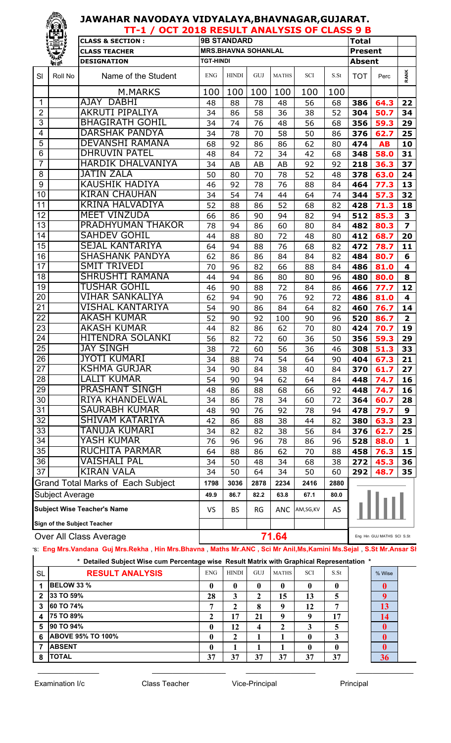# JAWAHAR NAVODAYA VIDYALAYA,BHAVNAGAR,GUJARAT.

## TT-1 / OCT 2018 RESULT ANALYSIS OF CLASS 9 B

| CLASS & SECTION : | 9B STANDARD | Total |
|---|---|---|
| CLASS TEACHER | MRS.BHAVNA SOHANLAL | Present |
| DESIGNATION | TGT-HINDI | Absent |

| Sl | Roll No | Name of the Student | ENG | HINDI | GUJ | MATHS | SCI | S.St | TOT | Perc | RANK |
|---|---|---|---|---|---|---|---|---|---|---|---|
| | | M.MARKS | 100 | 100 | 100 | 100 | 100 | 100 | | | |
| 1 | | AJAY DABHI | 48 | 88 | 78 | 48 | 56 | 68 | 386 | 64.3 | 22 |
| 2 | | AKRUTI PIPALIYA | 34 | 86 | 58 | 36 | 38 | 52 | 304 | 50.7 | 34 |
| 3 | | BHAGIRATH GOHIL | 34 | 74 | 76 | 48 | 56 | 68 | 356 | 59.3 | 29 |
| 4 | | DARSHAK PANDYA | 34 | 78 | 70 | 58 | 50 | 86 | 376 | 62.7 | 25 |
| 5 | | DEVANSHI RAMANA | 68 | 92 | 86 | 86 | 62 | 80 | 474 | AB | 10 |
| 6 | | DHRUVIN PATEL | 48 | 84 | 72 | 34 | 42 | 68 | 348 | 58.0 | 31 |
| 7 | | HARDIK DHALVANIYA | 34 | AB | AB | AB | 92 | 92 | 218 | 36.3 | 37 |
| 8 | | JATIN ZALA | 50 | 80 | 70 | 78 | 52 | 48 | 378 | 63.0 | 24 |
| 9 | | KAUSHIK HADIYA | 46 | 92 | 78 | 76 | 88 | 84 | 464 | 77.3 | 13 |
| 10 | | KIRAN CHAUHAN | 34 | 54 | 74 | 44 | 64 | 74 | 344 | 57.3 | 32 |
| 11 | | KRINA HALVADIYA | 52 | 88 | 86 | 52 | 68 | 82 | 428 | 71.3 | 18 |
| 12 | | MEET VINZUDA | 66 | 86 | 90 | 94 | 82 | 94 | 512 | 85.3 | 3 |
| 13 | | PRADHYUMAN THAKOR | 78 | 94 | 86 | 60 | 80 | 84 | 482 | 80.3 | 7 |
| 14 | | SAHDEV GOHIL | 44 | 88 | 80 | 72 | 48 | 80 | 412 | 68.7 | 20 |
| 15 | | SEJAL KANTARIYA | 64 | 94 | 88 | 76 | 68 | 82 | 472 | 78.7 | 11 |
| 16 | | SHASHANK PANDYA | 62 | 86 | 86 | 84 | 84 | 82 | 484 | 80.7 | 6 |
| 17 | | SMIT TRIVEDI | 70 | 96 | 82 | 66 | 88 | 84 | 486 | 81.0 | 4 |
| 18 | | SHRUSHTI RAMANA | 44 | 94 | 86 | 80 | 80 | 96 | 480 | 80.0 | 8 |
| 19 | | TUSHAR GOHIL | 46 | 90 | 88 | 72 | 84 | 86 | 466 | 77.7 | 12 |
| 20 | | VIHAR SANKALIYA | 62 | 94 | 90 | 76 | 92 | 72 | 486 | 81.0 | 4 |
| 21 | | VISHAL KANTARIYA | 54 | 90 | 86 | 84 | 64 | 82 | 460 | 76.7 | 14 |
| 22 | | AKASH KUMAR | 52 | 90 | 92 | 100 | 90 | 96 | 520 | 86.7 | 2 |
| 23 | | AKASH KUMAR | 44 | 82 | 86 | 62 | 70 | 80 | 424 | 70.7 | 19 |
| 24 | | HITENDRA SOLANKI | 56 | 82 | 72 | 60 | 36 | 50 | 356 | 59.3 | 29 |
| 25 | | JAY SINGH | 38 | 72 | 60 | 56 | 36 | 46 | 308 | 51.3 | 33 |
| 26 | | JYOTI KUMARI | 34 | 88 | 74 | 54 | 64 | 90 | 404 | 67.3 | 21 |
| 27 | | KSHMA GURJAR | 34 | 90 | 84 | 38 | 40 | 84 | 370 | 61.7 | 27 |
| 28 | | LALIT KUMAR | 54 | 90 | 94 | 62 | 64 | 84 | 448 | 74.7 | 16 |
| 29 | | PRASHANT SINGH | 48 | 86 | 88 | 68 | 66 | 92 | 448 | 74.7 | 16 |
| 30 | | RIYA KHANDELWAL | 34 | 86 | 78 | 34 | 60 | 72 | 364 | 60.7 | 28 |
| 31 | | SAURABH KUMAR | 48 | 90 | 76 | 92 | 78 | 94 | 478 | 79.7 | 9 |
| 32 | | SHIVAM KATARIYA | 42 | 86 | 88 | 38 | 44 | 82 | 380 | 63.3 | 23 |
| 33 | | TANUJA KUMARI | 34 | 82 | 82 | 38 | 56 | 84 | 376 | 62.7 | 25 |
| 34 | | YASH KUMAR | 76 | 96 | 96 | 78 | 86 | 96 | 528 | 88.0 | 1 |
| 35 | | RUCHITA PARMAR | 64 | 88 | 86 | 62 | 70 | 88 | 458 | 76.3 | 15 |
| 36 | | VAISHALI PAL | 34 | 50 | 48 | 34 | 68 | 38 | 272 | 45.3 | 36 |
| 37 | | KIRAN VALA | 34 | 50 | 64 | 34 | 50 | 60 | 292 | 48.7 | 35 |
| Grand Total Marks of Each Subject | | | 1798 | 3036 | 2878 | 2234 | 2416 | 2880 | | | |
| Subject Average | | | 49.9 | 86.7 | 82.2 | 63.8 | 67.1 | 80.0 | | | |
| Subject Wise Teacher's Name | | | VS | BS | RG | ANC | AM,SG,KV | AS | | | |
| Sign of the Subject Teacher | | | | | | | | | | | |
| Over All Class Average | | | 71.64 | | | | | | | | |

s: Eng Mrs.Vandana Guj Mrs.Rekha , Hin Mrs.Bhavna , Maths Mr.ANC , Sci Mr Anil,Ms,Kamini Ms.Sejal , S.St Mr.Ansar Sl

\* Detailed Subject Wise cum Percentage wise Result Matrix with Graphical Representation \*

| SL | RESULT ANALYSIS | ENG | HINDI | GUJ | MATHS | SCI | S.St | % Wise |
|---|---|---|---|---|---|---|---|---|
| 1 | BELOW 33 % | 0 | 0 | 0 | 0 | 0 | 0 | 0 |
| 2 | 33 TO 59% | 28 | 3 | 2 | 15 | 13 | 5 | 9 |
| 3 | 60 TO 74% | 7 | 2 | 8 | 9 | 12 | 7 | 13 |
| 4 | 75 TO 89% | 2 | 17 | 21 | 9 | 9 | 17 | 14 |
| 5 | 90 TO 94% | 0 | 12 | 4 | 2 | 3 | 5 | 0 |
| 6 | ABOVE 95% TO 100% | 0 | 2 | 1 | 1 | 0 | 3 | 0 |
| 7 | ABSENT | 0 | 1 | 1 | 1 | 0 | 0 | 0 |
| 8 | TOTAL | 37 | 37 | 37 | 37 | 37 | 37 | 36 |

Examination I/c | Class Teacher | Vice-Principal | Principal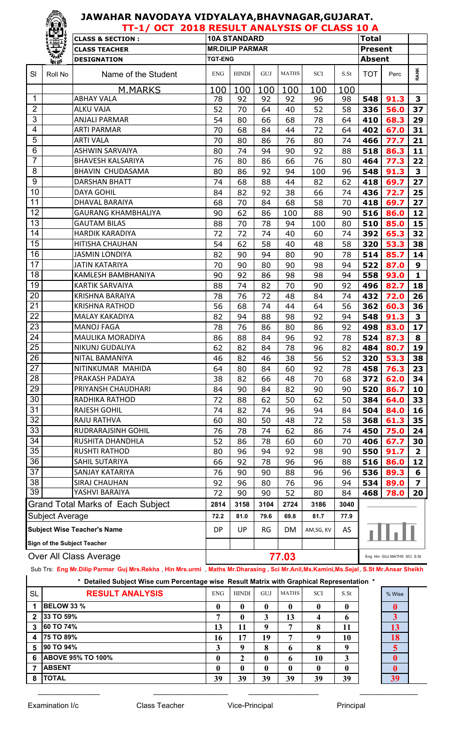# JAWAHAR NAVODAYA VIDYALAYA,BHAVNAGAR,GUJARAT.

## TT-1/ OCT 2018 RESULT ANALYSIS OF CLASS 10 A

| CLASS & SECTION : | 10A STANDARD | Total | |
|---|---|---|---|
| CLASS TEACHER | MR.DILIP PARMAR | Present | |
| DESIGNATION | TGT-ENG | Absent | |

| Sl | Roll No | Name of the Student | ENG | HINDI | GUJ | MATHS | SCI | S.St | TOT | Perc | RANK |
|---|---|---|---|---|---|---|---|---|---|---|---|
| | | M.MARKS | 100 | 100 | 100 | 100 | 100 | 100 | | | |
| 1 | | ABHAY VALA | 78 | 92 | 92 | 92 | 96 | 98 | 548 | 91.3 | 3 |
| 2 | | ALKU VAJA | 52 | 70 | 64 | 40 | 52 | 58 | 336 | 56.0 | 37 |
| 3 | | ANJALI PARMAR | 54 | 80 | 66 | 68 | 78 | 64 | 410 | 68.3 | 29 |
| 4 | | ARTI PARMAR | 70 | 68 | 84 | 44 | 72 | 64 | 402 | 67.0 | 31 |
| 5 | | ARTI VALA | 70 | 80 | 86 | 76 | 80 | 74 | 466 | 77.7 | 21 |
| 6 | | ASHWIN SARVAIYA | 80 | 74 | 94 | 90 | 92 | 88 | 518 | 86.3 | 11 |
| 7 | | BHAVESH KALSARIYA | 76 | 80 | 86 | 66 | 76 | 80 | 464 | 77.3 | 22 |
| 8 | | BHAVIN CHUDASAMA | 80 | 86 | 92 | 94 | 100 | 96 | 548 | 91.3 | 3 |
| 9 | | DARSHAN BHATT | 74 | 68 | 88 | 44 | 82 | 62 | 418 | 69.7 | 27 |
| 10 | | DAYA GOHIL | 84 | 82 | 92 | 38 | 66 | 74 | 436 | 72.7 | 25 |
| 11 | | DHAVAL BARAIYA | 68 | 70 | 84 | 68 | 58 | 70 | 418 | 69.7 | 27 |
| 12 | | GAURANG KHAMBHALIYA | 90 | 62 | 86 | 100 | 88 | 90 | 516 | 86.0 | 12 |
| 13 | | GAUTAM BILAS | 88 | 70 | 78 | 94 | 100 | 80 | 510 | 85.0 | 15 |
| 14 | | HARDIK KARADIYA | 72 | 72 | 74 | 40 | 60 | 74 | 392 | 65.3 | 32 |
| 15 | | HITISHA CHAUHAN | 54 | 62 | 58 | 40 | 48 | 58 | 320 | 53.3 | 38 |
| 16 | | JASMIN LONDIYA | 82 | 90 | 94 | 80 | 90 | 78 | 514 | 85.7 | 14 |
| 17 | | JATIN KATARIYA | 70 | 90 | 80 | 90 | 98 | 94 | 522 | 87.0 | 9 |
| 18 | | KAMLESH BAMBHANIYA | 90 | 92 | 86 | 98 | 98 | 94 | 558 | 93.0 | 1 |
| 19 | | KARTIK SARVAIYA | 88 | 74 | 82 | 70 | 90 | 92 | 496 | 82.7 | 18 |
| 20 | | KRISHNA BARAIYA | 78 | 76 | 72 | 48 | 84 | 74 | 432 | 72.0 | 26 |
| 21 | | KRISHNA RATHOD | 56 | 68 | 74 | 44 | 64 | 56 | 362 | 60.3 | 36 |
| 22 | | MALAY KAKADIYA | 82 | 94 | 88 | 98 | 92 | 94 | 548 | 91.3 | 3 |
| 23 | | MANOJ FAGA | 78 | 76 | 86 | 80 | 86 | 92 | 498 | 83.0 | 17 |
| 24 | | MAULIKA MORADIYA | 86 | 88 | 84 | 96 | 92 | 78 | 524 | 87.3 | 8 |
| 25 | | NIKUNJ GUDALIYA | 62 | 82 | 84 | 78 | 96 | 82 | 484 | 80.7 | 19 |
| 26 | | NITAL BAMANIYA | 46 | 82 | 46 | 38 | 56 | 52 | 320 | 53.3 | 38 |
| 27 | | NITINKUMAR MAHIDA | 64 | 80 | 84 | 60 | 92 | 78 | 458 | 76.3 | 23 |
| 28 | | PRAKASH PADAYA | 38 | 82 | 66 | 48 | 70 | 68 | 372 | 62.0 | 34 |
| 29 | | PRIYANSH CHAUDHARI | 84 | 90 | 84 | 82 | 90 | 90 | 520 | 86.7 | 10 |
| 30 | | RADHIKA RATHOD | 72 | 88 | 62 | 50 | 62 | 50 | 384 | 64.0 | 33 |
| 31 | | RAJESH GOHIL | 74 | 82 | 74 | 96 | 94 | 84 | 504 | 84.0 | 16 |
| 32 | | RAJU RATHVA | 60 | 80 | 50 | 48 | 72 | 58 | 368 | 61.3 | 35 |
| 33 | | RUDRARAJSINH GOHIL | 76 | 78 | 74 | 62 | 86 | 74 | 450 | 75.0 | 24 |
| 34 | | RUSHITA DHANDHLA | 52 | 86 | 78 | 60 | 60 | 70 | 406 | 67.7 | 30 |
| 35 | | RUSHTI RATHOD | 80 | 96 | 94 | 92 | 98 | 90 | 550 | 91.7 | 2 |
| 36 | | SAHIL SUTARIYA | 66 | 92 | 78 | 96 | 96 | 88 | 516 | 86.0 | 12 |
| 37 | | SANJAY KATARIYA | 76 | 90 | 90 | 88 | 96 | 96 | 536 | 89.3 | 6 |
| 38 | | SIRAJ CHAUHAN | 92 | 96 | 80 | 76 | 96 | 94 | 534 | 89.0 | 7 |
| 39 | | YASHVI BARAIYA | 72 | 90 | 90 | 52 | 80 | 84 | 468 | 78.0 | 20 |
| | | Grand Total Marks of Each Subject | 2814 | 3158 | 3104 | 2724 | 3186 | 3040 | | | |
| | | Subject Average | 72.2 | 81.0 | 79.6 | 69.8 | 81.7 | 77.9 | | | |
| | | Subject Wise Teacher's Name | DP | UP | RG | DM | AM,SG, KV | AS | | | |
| | | Sign of the Subject Teacher | | | | | | | | | |
| | | Over All Class Average | | | | 77.03 | | | | | |

Eng Hin GUJ MATHS SCI S.St

Sub Trs: **Eng Mr.Dilip Parmar Guj Mrs.Rekha , Hin Mrs.urmi , Maths Mr.Dharasing , Sci Mr.Anil,Ms.Kamini,Ms.Sejal, S.St Mr.Ansar Sheikh**

**\* Detailed Subject Wise cum Percentage wise Result Matrix with Graphical Representation \***

| SL | RESULT ANALYSIS | ENG | HINDI | GUJ | MATHS | SCI | S.St | % Wise |
|---|---|---|---|---|---|---|---|---|
| 1 | BELOW 33 % | 0 | 0 | 0 | 0 | 0 | 0 | 0 |
| 2 | 33 TO 59% | 7 | 0 | 3 | 13 | 4 | 6 | 3 |
| 3 | 60 TO 74% | 13 | 11 | 9 | 7 | 8 | 11 | 13 |
| 4 | 75 TO 89% | 16 | 17 | 19 | 7 | 9 | 10 | 18 |
| 5 | 90 TO 94% | 3 | 9 | 8 | 6 | 8 | 9 | 5 |
| 6 | ABOVE 95% TO 100% | 0 | 2 | 0 | 6 | 10 | 3 | 0 |
| 7 | ABSENT | 0 | 0 | 0 | 0 | 0 | 0 | 0 |
| 8 | TOTAL | 39 | 39 | 39 | 39 | 39 | 39 | 39 |

Examination I/c    Class Teacher    Vice-Principal    Principal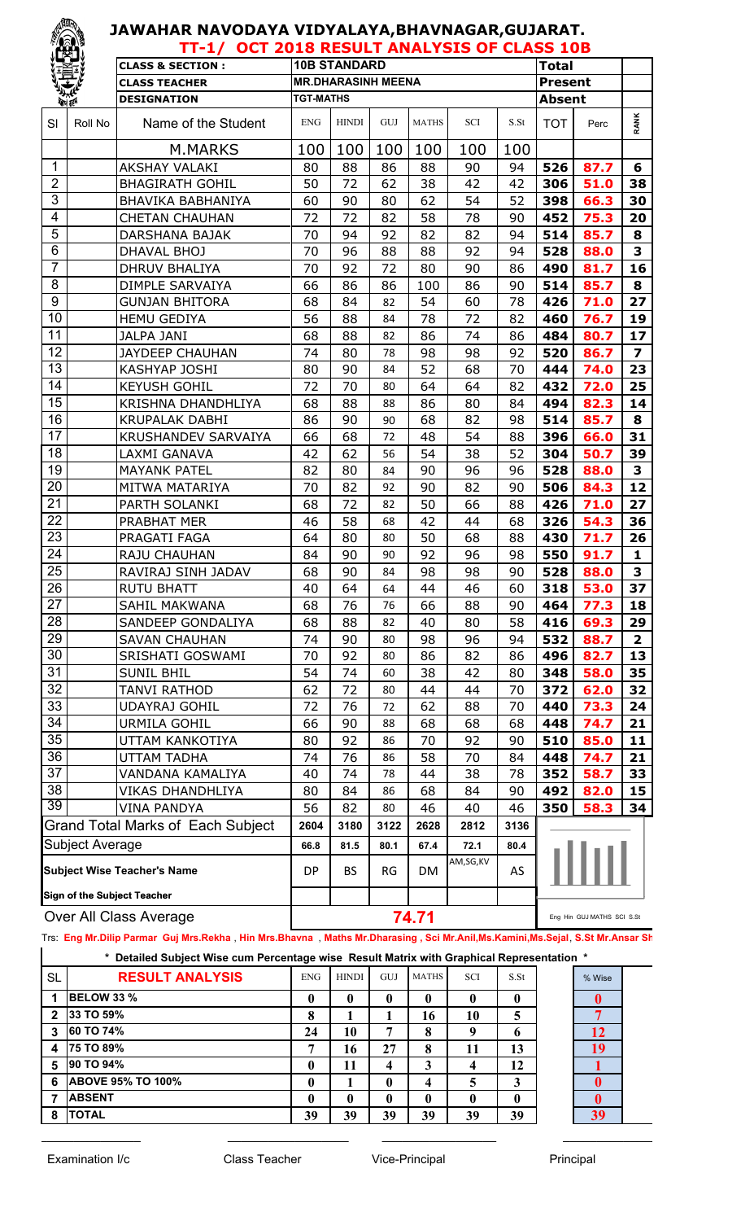# JAWAHAR NAVODAYA VIDYALAYA,BHAVNAGAR,GUJARAT.

## TT-1/ OCT 2018 RESULT ANALYSIS OF CLASS 10B

| CLASS & SECTION : | 10B STANDARD | Total | |
|---|---|---|---|
| CLASS TEACHER | MR.DHARASINH MEENA | Present | |
| DESIGNATION | TGT-MATHS | Absent | |

| Sl | Roll No | Name of the Student | ENG | HINDI | GUJ | MATHS | SCI | S.St | TOT | Perc | RANK |
|---|---|---|---|---|---|---|---|---|---|---|---|
| | | M.MARKS | 100 | 100 | 100 | 100 | 100 | 100 | | | |
| 1 | | AKSHAY VALAKI | 80 | 88 | 86 | 88 | 90 | 94 | 526 | 87.7 | 6 |
| 2 | | BHAGIRATH GOHIL | 50 | 72 | 62 | 38 | 42 | 42 | 306 | 51.0 | 38 |
| 3 | | BHAVIKA BABHANIYA | 60 | 90 | 80 | 62 | 54 | 52 | 398 | 66.3 | 30 |
| 4 | | CHETAN CHAUHAN | 72 | 72 | 82 | 58 | 78 | 90 | 452 | 75.3 | 20 |
| 5 | | DARSHANA BAJAK | 70 | 94 | 92 | 82 | 82 | 94 | 514 | 85.7 | 8 |
| 6 | | DHAVAL BHOJ | 70 | 96 | 88 | 88 | 92 | 94 | 528 | 88.0 | 3 |
| 7 | | DHRUV BHALIYA | 70 | 92 | 72 | 80 | 90 | 86 | 490 | 81.7 | 16 |
| 8 | | DIMPLE SARVAIYA | 66 | 86 | 86 | 100 | 86 | 90 | 514 | 85.7 | 8 |
| 9 | | GUNJAN BHITORA | 68 | 84 | 82 | 54 | 60 | 78 | 426 | 71.0 | 27 |
| 10 | | HEMU GEDIYA | 56 | 88 | 84 | 78 | 72 | 82 | 460 | 76.7 | 19 |
| 11 | | JALPA JANI | 68 | 88 | 82 | 86 | 74 | 86 | 484 | 80.7 | 17 |
| 12 | | JAYDEEP CHAUHAN | 74 | 80 | 78 | 98 | 98 | 92 | 520 | 86.7 | 7 |
| 13 | | KASHYAP JOSHI | 80 | 90 | 84 | 52 | 68 | 70 | 444 | 74.0 | 23 |
| 14 | | KEYUSH GOHIL | 72 | 70 | 80 | 64 | 64 | 82 | 432 | 72.0 | 25 |
| 15 | | KRISHNA DHANDHLIYA | 68 | 88 | 88 | 86 | 80 | 84 | 494 | 82.3 | 14 |
| 16 | | KRUPALAK DABHI | 86 | 90 | 90 | 68 | 82 | 98 | 514 | 85.7 | 8 |
| 17 | | KRUSHANDEV SARVAIYA | 66 | 68 | 72 | 48 | 54 | 88 | 396 | 66.0 | 31 |
| 18 | | LAXMI GANAVA | 42 | 62 | 56 | 54 | 38 | 52 | 304 | 50.7 | 39 |
| 19 | | MAYANK PATEL | 82 | 80 | 84 | 90 | 96 | 96 | 528 | 88.0 | 3 |
| 20 | | MITWA MATARIYA | 70 | 82 | 92 | 90 | 82 | 90 | 506 | 84.3 | 12 |
| 21 | | PARTH SOLANKI | 68 | 72 | 82 | 50 | 66 | 88 | 426 | 71.0 | 27 |
| 22 | | PRABHAT MER | 46 | 58 | 68 | 42 | 44 | 68 | 326 | 54.3 | 36 |
| 23 | | PRAGATI FAGA | 64 | 80 | 80 | 50 | 68 | 88 | 430 | 71.7 | 26 |
| 24 | | RAJU CHAUHAN | 84 | 90 | 90 | 92 | 96 | 98 | 550 | 91.7 | 1 |
| 25 | | RAVIRAJ SINH JADAV | 68 | 90 | 84 | 98 | 98 | 90 | 528 | 88.0 | 3 |
| 26 | | RUTU BHATT | 40 | 64 | 64 | 44 | 46 | 60 | 318 | 53.0 | 37 |
| 27 | | SAHIL MAKWANA | 68 | 76 | 76 | 66 | 88 | 90 | 464 | 77.3 | 18 |
| 28 | | SANDEEP GONDALIYA | 68 | 88 | 82 | 40 | 80 | 58 | 416 | 69.3 | 29 |
| 29 | | SAVAN CHAUHAN | 74 | 90 | 80 | 98 | 96 | 94 | 532 | 88.7 | 2 |
| 30 | | SRISHATI GOSWAMI | 70 | 92 | 80 | 86 | 82 | 86 | 496 | 82.7 | 13 |
| 31 | | SUNIL BHIL | 54 | 74 | 60 | 38 | 42 | 80 | 348 | 58.0 | 35 |
| 32 | | TANVI RATHOD | 62 | 72 | 80 | 44 | 44 | 70 | 372 | 62.0 | 32 |
| 33 | | UDAYRAJ GOHIL | 72 | 76 | 72 | 62 | 88 | 70 | 440 | 73.3 | 24 |
| 34 | | URMILA GOHIL | 66 | 90 | 88 | 68 | 68 | 68 | 448 | 74.7 | 21 |
| 35 | | UTTAM KANKOTIYA | 80 | 92 | 86 | 70 | 92 | 90 | 510 | 85.0 | 11 |
| 36 | | UTTAM TADHA | 74 | 76 | 86 | 58 | 70 | 84 | 448 | 74.7 | 21 |
| 37 | | VANDANA KAMALIYA | 40 | 74 | 78 | 44 | 38 | 78 | 352 | 58.7 | 33 |
| 38 | | VIKAS DHANDHLIYA | 80 | 84 | 86 | 68 | 84 | 90 | 492 | 82.0 | 15 |
| 39 | | VINA PANDYA | 56 | 82 | 80 | 46 | 40 | 46 | 350 | 58.3 | 34 |
| Grand Total Marks of Each Subject | | | 2604 | 3180 | 3122 | 2628 | 2812 | 3136 | | | |
| Subject Average | | | 66.8 | 81.5 | 80.1 | 67.4 | 72.1 | 80.4 | | | |
| Subject Wise Teacher's Name | | | DP | BS | RG | DM | AM,SG,KV | AS | | | |
| Sign of the Subject Teacher | | | | | | | | | | | |
| Over All Class Average | | | | | | 74.71 | | | | | |

Eng Hin GUJ MATHS SCI S.St

Trs: Eng Mr.Dilip Parmar Guj Mrs.Rekha , Hin Mrs.Bhavna , Maths Mr.Dharasing , Sci Mr.Anil,Ms.Kamini,Ms.Sejal, S.St Mr.Ansar Sh

\* Detailed Subject Wise cum Percentage wise Result Matrix with Graphical Representation \*

| SL | RESULT ANALYSIS | ENG | HINDI | GUJ | MATHS | SCI | S.St | % Wise |
|---|---|---|---|---|---|---|---|---|
| 1 | BELOW 33 % | 0 | 0 | 0 | 0 | 0 | 0 | 0 |
| 2 | 33 TO 59% | 8 | 1 | 1 | 16 | 10 | 5 | 7 |
| 3 | 60 TO 74% | 24 | 10 | 7 | 8 | 9 | 6 | 12 |
| 4 | 75 TO 89% | 7 | 16 | 27 | 8 | 11 | 13 | 19 |
| 5 | 90 TO 94% | 0 | 11 | 4 | 3 | 4 | 12 | 1 |
| 6 | ABOVE 95% TO 100% | 0 | 1 | 0 | 4 | 5 | 3 | 0 |
| 7 | ABSENT | 0 | 0 | 0 | 0 | 0 | 0 | 0 |
| 8 | TOTAL | 39 | 39 | 39 | 39 | 39 | 39 | 39 |

Examination I/c     Class Teacher     Vice-Principal     Principal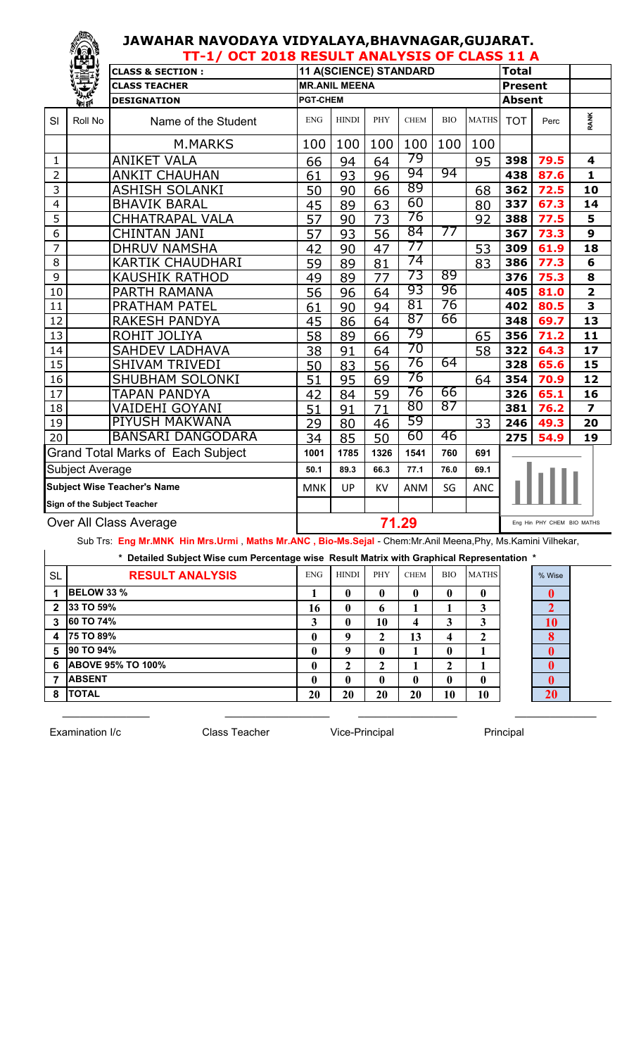# JAWAHAR NAVODAYA VIDYALAYA,BHAVNAGAR,GUJARAT.

## TT-1/ OCT 2018 RESULT ANALYSIS OF CLASS 11 A

| CLASS & SECTION : | 11 A(SCIENCE) STANDARD | Total | |
|---|---|---|---|
| CLASS TEACHER | MR.ANIL MEENA | Present | |
| DESIGNATION | PGT-CHEM | Absent | |

| Sl | Roll No | Name of the Student | ENG | HINDI | PHY | CHEM | BIO | MATHS | TOT | Perc | RANK |
|---|---|---|---|---|---|---|---|---|---|---|---|
| | | M.MARKS | 100 | 100 | 100 | 100 | 100 | 100 | | | |
| 1 | | ANIKET VALA | 66 | 94 | 64 | 79 | | 95 | 398 | 79.5 | 4 |
| 2 | | ANKIT CHAUHAN | 61 | 93 | 96 | 94 | 94 | | 438 | 87.6 | 1 |
| 3 | | ASHISH SOLANKI | 50 | 90 | 66 | 89 | | 68 | 362 | 72.5 | 10 |
| 4 | | BHAVIK BARAL | 45 | 89 | 63 | 60 | | 80 | 337 | 67.3 | 14 |
| 5 | | CHHATRAPAL VALA | 57 | 90 | 73 | 76 | | 92 | 388 | 77.5 | 5 |
| 6 | | CHINTAN JANI | 57 | 93 | 56 | 84 | 77 | | 367 | 73.3 | 9 |
| 7 | | DHRUV NAMSHA | 42 | 90 | 47 | 77 | | 53 | 309 | 61.9 | 18 |
| 8 | | KARTIK CHAUDHARI | 59 | 89 | 81 | 74 | | 83 | 386 | 77.3 | 6 |
| 9 | | KAUSHIK RATHOD | 49 | 89 | 77 | 73 | 89 | | 376 | 75.3 | 8 |
| 10 | | PARTH RAMANA | 56 | 96 | 64 | 93 | 96 | | 405 | 81.0 | 2 |
| 11 | | PRATHAM PATEL | 61 | 90 | 94 | 81 | 76 | | 402 | 80.5 | 3 |
| 12 | | RAKESH PANDYA | 45 | 86 | 64 | 87 | 66 | | 348 | 69.7 | 13 |
| 13 | | ROHIT JOLIYA | 58 | 89 | 66 | 79 | | 65 | 356 | 71.2 | 11 |
| 14 | | SAHDEV LADHAVA | 38 | 91 | 64 | 70 | | 58 | 322 | 64.3 | 17 |
| 15 | | SHIVAM TRIVEDI | 50 | 83 | 56 | 76 | 64 | | 328 | 65.6 | 15 |
| 16 | | SHUBHAM SOLONKI | 51 | 95 | 69 | 76 | | 64 | 354 | 70.9 | 12 |
| 17 | | TAPAN PANDYA | 42 | 84 | 59 | 76 | 66 | | 326 | 65.1 | 16 |
| 18 | | VAIDEHI GOYANI | 51 | 91 | 71 | 80 | 87 | | 381 | 76.2 | 7 |
| 19 | | PIYUSH MAKWANA | 29 | 80 | 46 | 59 | | 33 | 246 | 49.3 | 20 |
| 20 | | BANSARI DANGODARA | 34 | 85 | 50 | 60 | 46 | | 275 | 54.9 | 19 |
| | | Grand Total Marks of Each Subject | 1001 | 1785 | 1326 | 1541 | 760 | 691 | | | |
| | | Subject Average | 50.1 | 89.3 | 66.3 | 77.1 | 76.0 | 69.1 | | | |
| | | Subject Wise Teacher's Name | MNK | UP | KV | ANM | SG | ANC | | | |
| | | Sign of the Subject Teacher | | | | | | | | | |
| | | Over All Class Average | 71.29 | | | | | | | | |

Eng Hin PHY CHEM BIO MATHS

Sub Trs: **Eng Mr.MNK Hin Mrs.Urmi** , **Maths Mr.ANC** , **Bio-Ms.Sejal** - Chem:Mr.Anil Meena,Phy, Ms.Kamini Vilhekar,

**\* Detailed Subject Wise cum Percentage wise Result Matrix with Graphical Representation \***

| SL | RESULT ANALYSIS | ENG | HINDI | PHY | CHEM | BIO | MATHS | % Wise |
|---|---|---|---|---|---|---|---|---|
| 1 | BELOW 33 % | 1 | 0 | 0 | 0 | 0 | 0 | 0 |
| 2 | 33 TO 59% | 16 | 0 | 6 | 1 | 1 | 3 | 2 |
| 3 | 60 TO 74% | 3 | 0 | 10 | 4 | 3 | 3 | 10 |
| 4 | 75 TO 89% | 0 | 9 | 2 | 13 | 4 | 2 | 8 |
| 5 | 90 TO 94% | 0 | 9 | 0 | 1 | 0 | 1 | 0 |
| 6 | ABOVE 95% TO 100% | 0 | 2 | 2 | 1 | 2 | 1 | 0 |
| 7 | ABSENT | 0 | 0 | 0 | 0 | 0 | 0 | 0 |
| 8 | TOTAL | 20 | 20 | 20 | 20 | 10 | 10 | 20 |

Examination I/c  Class Teacher  Vice-Principal  Principal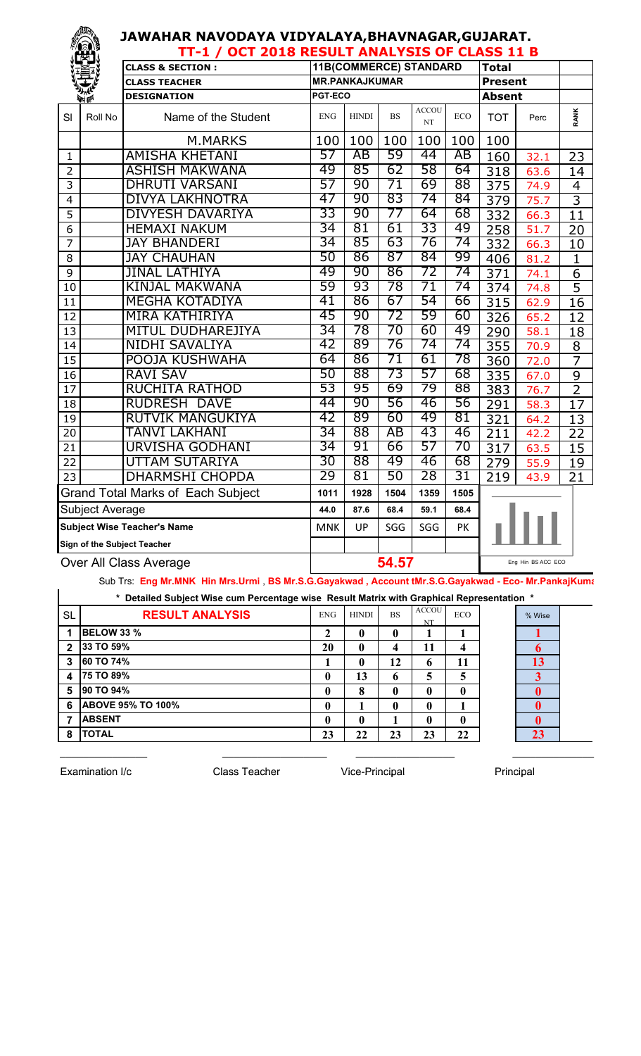# JAWAHAR NAVODAYA VIDYALAYA,BHAVNAGAR,GUJARAT.

## TT-1 / OCT 2018 RESULT ANALYSIS OF CLASS 11 B

| CLASS & SECTION : | 11B(COMMERCE) STANDARD | Total | |
|---|---|---|---|
| CLASS TEACHER | MR.PANKAJKUMAR | Present | |
| DESIGNATION | PGT-ECO | Absent | |

| Sl | Roll No | Name of the Student | ENG | HINDI | BS | ACCOUNT | ECO | TOT | Perc | RANK |
|---|---|---|---|---|---|---|---|---|---|---|
| | | M.MARKS | 100 | 100 | 100 | 100 | 100 | 100 | | |
| 1 | | AMISHA KHETANI | 57 | AB | 59 | 44 | AB | 160 | 32.1 | 23 |
| 2 | | ASHISH MAKWANA | 49 | 85 | 62 | 58 | 64 | 318 | 63.6 | 14 |
| 3 | | DHRUTI VARSANI | 57 | 90 | 71 | 69 | 88 | 375 | 74.9 | 4 |
| 4 | | DIVYA LAKHNOTRA | 47 | 90 | 83 | 74 | 84 | 379 | 75.7 | 3 |
| 5 | | DIVYESH DAVARIYA | 33 | 90 | 77 | 64 | 68 | 332 | 66.3 | 11 |
| 6 | | HEMAXI NAKUM | 34 | 81 | 61 | 33 | 49 | 258 | 51.7 | 20 |
| 7 | | JAY BHANDERI | 34 | 85 | 63 | 76 | 74 | 332 | 66.3 | 10 |
| 8 | | JAY CHAUHAN | 50 | 86 | 87 | 84 | 99 | 406 | 81.2 | 1 |
| 9 | | JINAL LATHIYA | 49 | 90 | 86 | 72 | 74 | 371 | 74.1 | 6 |
| 10 | | KINJAL MAKWANA | 59 | 93 | 78 | 71 | 74 | 374 | 74.8 | 5 |
| 11 | | MEGHA KOTADIYA | 41 | 86 | 67 | 54 | 66 | 315 | 62.9 | 16 |
| 12 | | MIRA KATHIRIYA | 45 | 90 | 72 | 59 | 60 | 326 | 65.2 | 12 |
| 13 | | MITUL DUDHAREJIYA | 34 | 78 | 70 | 60 | 49 | 290 | 58.1 | 18 |
| 14 | | NIDHI SAVALIYA | 42 | 89 | 76 | 74 | 74 | 355 | 70.9 | 8 |
| 15 | | POOJA KUSHWAHA | 64 | 86 | 71 | 61 | 78 | 360 | 72.0 | 7 |
| 16 | | RAVI SAV | 50 | 88 | 73 | 57 | 68 | 335 | 67.0 | 9 |
| 17 | | RUCHITA RATHOD | 53 | 95 | 69 | 79 | 88 | 383 | 76.7 | 2 |
| 18 | | RUDRESH DAVE | 44 | 90 | 56 | 46 | 56 | 291 | 58.3 | 17 |
| 19 | | RUTVIK MANGUKIYA | 42 | 89 | 60 | 49 | 81 | 321 | 64.2 | 13 |
| 20 | | TANVI LAKHANI | 34 | 88 | AB | 43 | 46 | 211 | 42.2 | 22 |
| 21 | | URVISHA GODHANI | 34 | 91 | 66 | 57 | 70 | 317 | 63.5 | 15 |
| 22 | | UTTAM SUTARIYA | 30 | 88 | 49 | 46 | 68 | 279 | 55.9 | 19 |
| 23 | | DHARMSHI CHOPDA | 29 | 81 | 50 | 28 | 31 | 219 | 43.9 | 21 |
| Grand Total Marks of Each Subject | | | 1011 | 1928 | 1504 | 1359 | 1505 | | | |
| Subject Average | | | 44.0 | 87.6 | 68.4 | 59.1 | 68.4 | | | |
| Subject Wise Teacher's Name | | | MNK | UP | SGG | SGG | PK | | | |
| Sign of the Subject Teacher | | | | | | | | | | |
| Over All Class Average | | | 54.57 | | | | | | | |

Eng Hin BS ACC ECO

Sub Trs: **Eng Mr.MNK Hin Mrs.Urmi , BS Mr.S.G.Gayakwad , Account tMr.S.G.Gayakwad - Eco- Mr.PankajKuma**

**\* Detailed Subject Wise cum Percentage wise Result Matrix with Graphical Representation \***

| SL | RESULT ANALYSIS | ENG | HINDI | BS | ACCOUNT | ECO | % Wise |
|---|---|---|---|---|---|---|---|
| 1 | BELOW 33 % | 2 | 0 | 0 | 1 | 1 | 1 |
| 2 | 33 TO 59% | 20 | 0 | 4 | 11 | 4 | 6 |
| 3 | 60 TO 74% | 1 | 0 | 12 | 6 | 11 | 13 |
| 4 | 75 TO 89% | 0 | 13 | 6 | 5 | 5 | 3 |
| 5 | 90 TO 94% | 0 | 8 | 0 | 0 | 0 | 0 |
| 6 | ABOVE 95% TO 100% | 0 | 1 | 0 | 0 | 1 | 0 |
| 7 | ABSENT | 0 | 0 | 1 | 0 | 0 | 0 |
| 8 | TOTAL | 23 | 22 | 23 | 23 | 22 | 23 |

Examination I/c    Class Teacher    Vice-Principal    Principal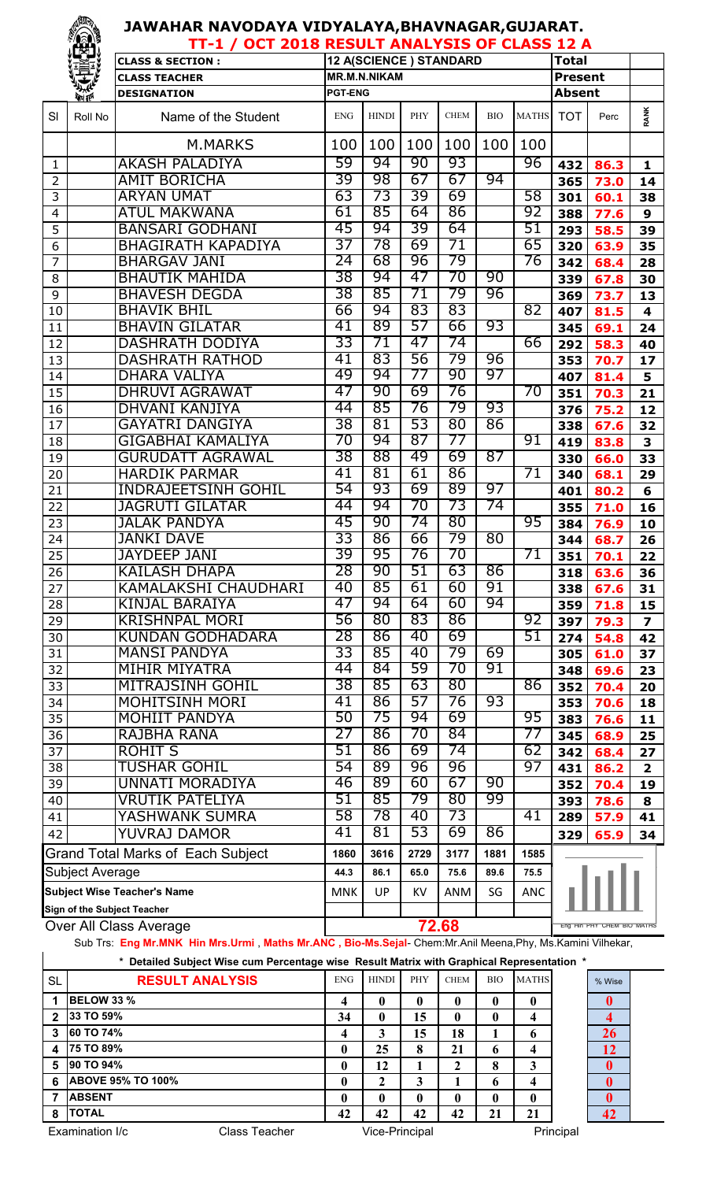# JAWAHAR NAVODAYA VIDYALAYA,BHAVNAGAR,GUJARAT.

## TT-1 / OCT 2018 RESULT ANALYSIS OF CLASS 12 A

| CLASS & SECTION : | 12 A(SCIENCE ) STANDARD | Total | |
|---|---|---|---|
| CLASS TEACHER | MR.M.N.NIKAM | Present | |
| DESIGNATION | PGT-ENG | Absent | |

| Sl | Roll No | Name of the Student | ENG | HINDI | PHY | CHEM | BIO | MATHS | TOT | Perc | RANK |
|---|---|---|---|---|---|---|---|---|---|---|---|
| | | M.MARKS | 100 | 100 | 100 | 100 | 100 | 100 | | | |
| 1 | | AKASH PALADIYA | 59 | 94 | 90 | 93 | | 96 | 432 | 86.3 | 1 |
| 2 | | AMIT BORICHA | 39 | 98 | 67 | 67 | 94 | | 365 | 73.0 | 14 |
| 3 | | ARYAN UMAT | 63 | 73 | 39 | 69 | | 58 | 301 | 60.1 | 38 |
| 4 | | ATUL MAKWANA | 61 | 85 | 64 | 86 | | 92 | 388 | 77.6 | 9 |
| 5 | | BANSARI GODHANI | 45 | 94 | 39 | 64 | | 51 | 293 | 58.5 | 39 |
| 6 | | BHAGIRATH KAPADIYA | 37 | 78 | 69 | 71 | | 65 | 320 | 63.9 | 35 |
| 7 | | BHARGAV JANI | 24 | 68 | 96 | 79 | | 76 | 342 | 68.4 | 28 |
| 8 | | BHAUTIK MAHIDA | 38 | 94 | 47 | 70 | 90 | | 339 | 67.8 | 30 |
| 9 | | BHAVESH DEGDA | 38 | 85 | 71 | 79 | 96 | | 369 | 73.7 | 13 |
| 10 | | BHAVIK BHIL | 66 | 94 | 83 | 83 | | 82 | 407 | 81.5 | 4 |
| 11 | | BHAVIN GILATAR | 41 | 89 | 57 | 66 | 93 | | 345 | 69.1 | 24 |
| 12 | | DASHRATH DODIYA | 33 | 71 | 47 | 74 | | 66 | 292 | 58.3 | 40 |
| 13 | | DASHRATH RATHOD | 41 | 83 | 56 | 79 | 96 | | 353 | 70.7 | 17 |
| 14 | | DHARA VALIYA | 49 | 94 | 77 | 90 | 97 | | 407 | 81.4 | 5 |
| 15 | | DHRUVI AGRAWAT | 47 | 90 | 69 | 76 | | 70 | 351 | 70.3 | 21 |
| 16 | | DHVANI KANJIYA | 44 | 85 | 76 | 79 | 93 | | 376 | 75.2 | 12 |
| 17 | | GAYATRI DANGIYA | 38 | 81 | 53 | 80 | 86 | | 338 | 67.6 | 32 |
| 18 | | GIGABHAI KAMALIYA | 70 | 94 | 87 | 77 | | 91 | 419 | 83.8 | 3 |
| 19 | | GURUDATT AGRAWAL | 38 | 88 | 49 | 69 | 87 | | 330 | 66.0 | 33 |
| 20 | | HARDIK PARMAR | 41 | 81 | 61 | 86 | | 71 | 340 | 68.1 | 29 |
| 21 | | INDRAJEETSINH GOHIL | 54 | 93 | 69 | 89 | 97 | | 401 | 80.2 | 6 |
| 22 | | JAGRUTI GILATAR | 44 | 94 | 70 | 73 | 74 | | 355 | 71.0 | 16 |
| 23 | | JALAK PANDYA | 45 | 90 | 74 | 80 | | 95 | 384 | 76.9 | 10 |
| 24 | | JANKI DAVE | 33 | 86 | 66 | 79 | 80 | | 344 | 68.7 | 26 |
| 25 | | JAYDEEP JANI | 39 | 95 | 76 | 70 | | 71 | 351 | 70.1 | 22 |
| 26 | | KAILASH DHAPA | 28 | 90 | 51 | 63 | 86 | | 318 | 63.6 | 36 |
| 27 | | KAMALAKSHI CHAUDHARI | 40 | 85 | 61 | 60 | 91 | | 338 | 67.6 | 31 |
| 28 | | KINJAL BARAIYA | 47 | 94 | 64 | 60 | 94 | | 359 | 71.8 | 15 |
| 29 | | KRISHNPAL MORI | 56 | 80 | 83 | 86 | | 92 | 397 | 79.3 | 7 |
| 30 | | KUNDAN GODHADARA | 28 | 86 | 40 | 69 | | 51 | 274 | 54.8 | 42 |
| 31 | | MANSI PANDYA | 33 | 85 | 40 | 79 | 69 | | 305 | 61.0 | 37 |
| 32 | | MIHIR MIYATRA | 44 | 84 | 59 | 70 | 91 | | 348 | 69.6 | 23 |
| 33 | | MITRAJSINH GOHIL | 38 | 85 | 63 | 80 | | 86 | 352 | 70.4 | 20 |
| 34 | | MOHITSINH MORI | 41 | 86 | 57 | 76 | 93 | | 353 | 70.6 | 18 |
| 35 | | MOHIIT PANDYA | 50 | 75 | 94 | 69 | | 95 | 383 | 76.6 | 11 |
| 36 | | RAJBHA RANA | 27 | 86 | 70 | 84 | | 77 | 345 | 68.9 | 25 |
| 37 | | ROHIT S | 51 | 86 | 69 | 74 | | 62 | 342 | 68.4 | 27 |
| 38 | | TUSHAR GOHIL | 54 | 89 | 96 | 96 | | 97 | 431 | 86.2 | 2 |
| 39 | | UNNATI MORADIYA | 46 | 89 | 60 | 67 | 90 | | 352 | 70.4 | 19 |
| 40 | | VRUTIK PATELIYA | 51 | 85 | 79 | 80 | 99 | | 393 | 78.6 | 8 |
| 41 | | YASHWANK SUMRA | 58 | 78 | 40 | 73 | | 41 | 289 | 57.9 | 41 |
| 42 | | YUVRAJ DAMOR | 41 | 81 | 53 | 69 | 86 | | 329 | 65.9 | 34 |
| | | Grand Total Marks of Each Subject | 1860 | 3616 | 2729 | 3177 | 1881 | 1585 | | | |
| | | Subject Average | 44.3 | 86.1 | 65.0 | 75.6 | 89.6 | 75.5 | | | |
| | | Subject Wise Teacher's Name | MNK | UP | KV | ANM | SG | ANC | | | |
| | | Sign of the Subject Teacher | | | | | | | | | |
| | | Over All Class Average | 72.68 | | | | | | | | |

Sub Trs: **Eng Mr.MNK Hin Mrs.Urmi , Maths Mr.ANC , Bio-Ms.Sejal**- Chem:Mr.Anil Meena,Phy, Ms.Kamini Vilhekar,

*** Detailed Subject Wise cum Percentage wise Result Matrix with Graphical Representation ***

| SL | RESULT ANALYSIS | ENG | HINDI | PHY | CHEM | BIO | MATHS | % Wise |
|---|---|---|---|---|---|---|---|---|
| 1 | BELOW 33 % | 4 | 0 | 0 | 0 | 0 | 0 | 0 |
| 2 | 33 TO 59% | 34 | 0 | 15 | 0 | 0 | 4 | 4 |
| 3 | 60 TO 74% | 4 | 3 | 15 | 18 | 1 | 6 | 26 |
| 4 | 75 TO 89% | 0 | 25 | 8 | 21 | 6 | 4 | 12 |
| 5 | 90 TO 94% | 0 | 12 | 1 | 2 | 8 | 3 | 0 |
| 6 | ABOVE 95% TO 100% | 0 | 2 | 3 | 1 | 6 | 4 | 0 |
| 7 | ABSENT | 0 | 0 | 0 | 0 | 0 | 0 | 0 |
| 8 | TOTAL | 42 | 42 | 42 | 42 | 21 | 21 | 42 |

Examination I/c | Class Teacher | Vice-Principal | Principal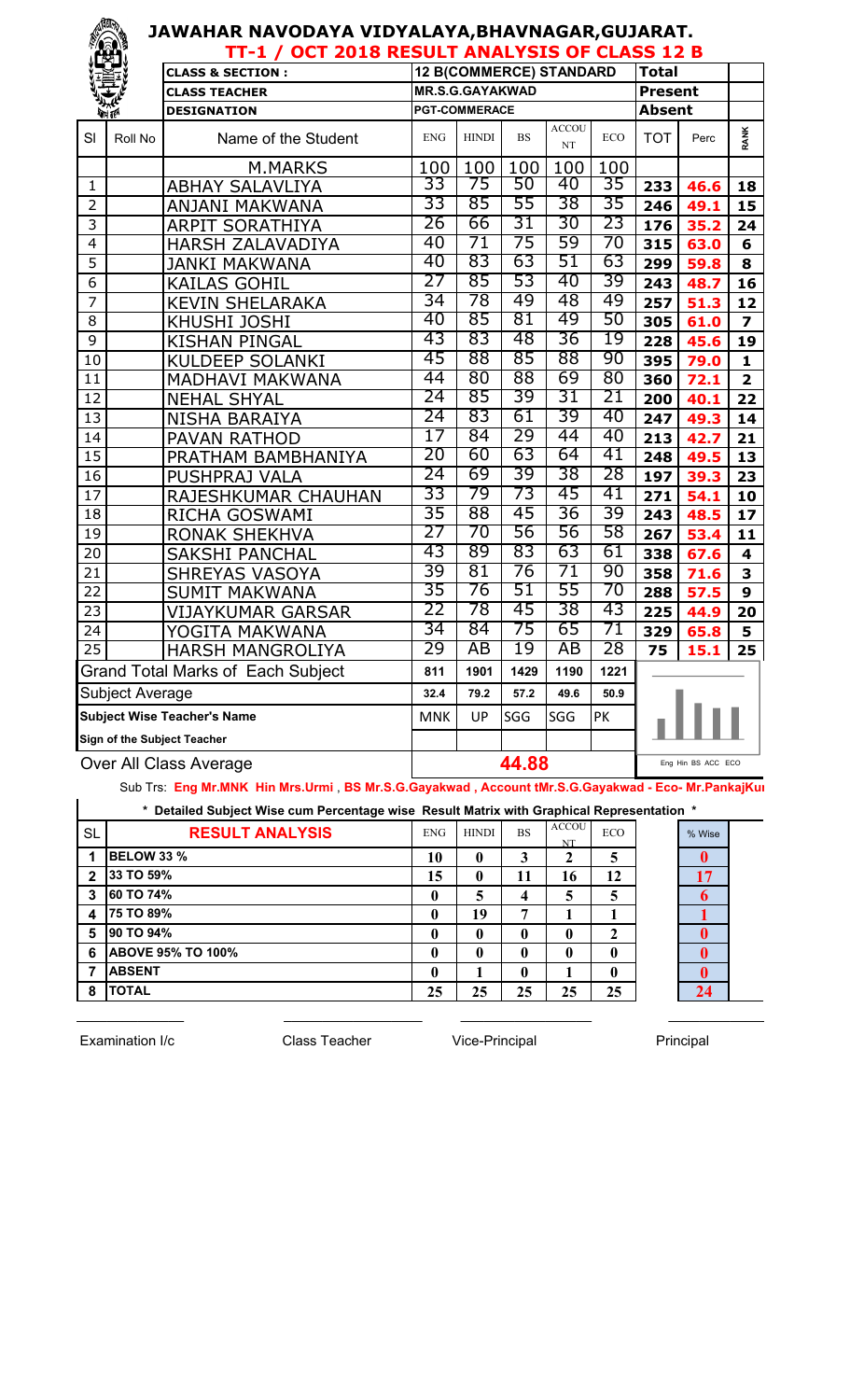# JAWAHAR NAVODAYA VIDYALAYA,BHAVNAGAR,GUJARAT.

## TT-1 / OCT 2018 RESULT ANALYSIS OF CLASS 12 B

| | | | | | | | | | | |
|---|---|---|---|---|---|---|---|---|---|---|
| | | CLASS & SECTION : | 12 B(COMMERCE) STANDARD | | | | | Total | | |
| | | CLASS TEACHER | MR.S.G.GAYAKWAD | | | | | Present | | |
| | | DESIGNATION | PGT-COMMERACE | | | | | Absent | | |
| Sl | Roll No | Name of the Student | ENG | HINDI | BS | ACCOUNT | ECO | TOT | Perc | RANK |
| | | M.MARKS | 100 | 100 | 100 | 100 | 100 | | | |
| 1 | | ABHAY SALAVLIYA | 33 | 75 | 50 | 40 | 35 | 233 | 46.6 | 18 |
| 2 | | ANJANI MAKWANA | 33 | 85 | 55 | 38 | 35 | 246 | 49.1 | 15 |
| 3 | | ARPIT SORATHIYA | 26 | 66 | 31 | 30 | 23 | 176 | 35.2 | 24 |
| 4 | | HARSH ZALAVADIYA | 40 | 71 | 75 | 59 | 70 | 315 | 63.0 | 6 |
| 5 | | JANKI MAKWANA | 40 | 83 | 63 | 51 | 63 | 299 | 59.8 | 8 |
| 6 | | KAILAS GOHIL | 27 | 85 | 53 | 40 | 39 | 243 | 48.7 | 16 |
| 7 | | KEVIN SHELARAKA | 34 | 78 | 49 | 48 | 49 | 257 | 51.3 | 12 |
| 8 | | KHUSHI JOSHI | 40 | 85 | 81 | 49 | 50 | 305 | 61.0 | 7 |
| 9 | | KISHAN PINGAL | 43 | 83 | 48 | 36 | 19 | 228 | 45.6 | 19 |
| 10 | | KULDEEP SOLANKI | 45 | 88 | 85 | 88 | 90 | 395 | 79.0 | 1 |
| 11 | | MADHAVI MAKWANA | 44 | 80 | 88 | 69 | 80 | 360 | 72.1 | 2 |
| 12 | | NEHAL SHYAL | 24 | 85 | 39 | 31 | 21 | 200 | 40.1 | 22 |
| 13 | | NISHA BARAIYA | 24 | 83 | 61 | 39 | 40 | 247 | 49.3 | 14 |
| 14 | | PAVAN RATHOD | 17 | 84 | 29 | 44 | 40 | 213 | 42.7 | 21 |
| 15 | | PRATHAM BAMBHANIYA | 20 | 60 | 63 | 64 | 41 | 248 | 49.5 | 13 |
| 16 | | PUSHPRAJ VALA | 24 | 69 | 39 | 38 | 28 | 197 | 39.3 | 23 |
| 17 | | RAJESHKUMAR CHAUHAN | 33 | 79 | 73 | 45 | 41 | 271 | 54.1 | 10 |
| 18 | | RICHA GOSWAMI | 35 | 88 | 45 | 36 | 39 | 243 | 48.5 | 17 |
| 19 | | RONAK SHEKHVA | 27 | 70 | 56 | 56 | 58 | 267 | 53.4 | 11 |
| 20 | | SAKSHI PANCHAL | 43 | 89 | 83 | 63 | 61 | 338 | 67.6 | 4 |
| 21 | | SHREYAS VASOYA | 39 | 81 | 76 | 71 | 90 | 358 | 71.6 | 3 |
| 22 | | SUMIT MAKWANA | 35 | 76 | 51 | 55 | 70 | 288 | 57.5 | 9 |
| 23 | | VIJAYKUMAR GARSAR | 22 | 78 | 45 | 38 | 43 | 225 | 44.9 | 20 |
| 24 | | YOGITA MAKWANA | 34 | 84 | 75 | 65 | 71 | 329 | 65.8 | 5 |
| 25 | | HARSH MANGROLIYA | 29 | AB | 19 | AB | 28 | 75 | 15.1 | 25 |
| | | Grand Total Marks of Each Subject | 811 | 1901 | 1429 | 1190 | 1221 | | | |
| | | Subject Average | 32.4 | 79.2 | 57.2 | 49.6 | 50.9 | | | |
| | | Subject Wise Teacher's Name | MNK | UP | SGG | SGG | PK | | | |
| | | Sign of the Subject Teacher | | | | | | | | |
| | | Over All Class Average | | | 44.88 | | | | | |

Eng Hin BS ACC ECO

Sub Trs: **Eng Mr.MNK Hin Mrs.Urmi , BS Mr.S.G.Gayakwad , Account tMr.S.G.Gayakwad - Eco- Mr.PankajKu**

\* **Detailed Subject Wise cum Percentage wise Result Matrix with Graphical Representation** \*

| SL | RESULT ANALYSIS | ENG | HINDI | BS | ACCOUNT | ECO | % Wise |
|---|---|---|---|---|---|---|---|
| 1 | BELOW 33 % | 10 | 0 | 3 | 2 | 5 | 0 |
| 2 | 33 TO 59% | 15 | 0 | 11 | 16 | 12 | 17 |
| 3 | 60 TO 74% | 0 | 5 | 4 | 5 | 5 | 6 |
| 4 | 75 TO 89% | 0 | 19 | 7 | 1 | 1 | 1 |
| 5 | 90 TO 94% | 0 | 0 | 0 | 0 | 2 | 0 |
| 6 | ABOVE 95% TO 100% | 0 | 0 | 0 | 0 | 0 | 0 |
| 7 | ABSENT | 0 | 1 | 0 | 1 | 0 | 0 |
| 8 | TOTAL | 25 | 25 | 25 | 25 | 25 | 24 |

Examination I/c Class Teacher Vice-Principal Principal